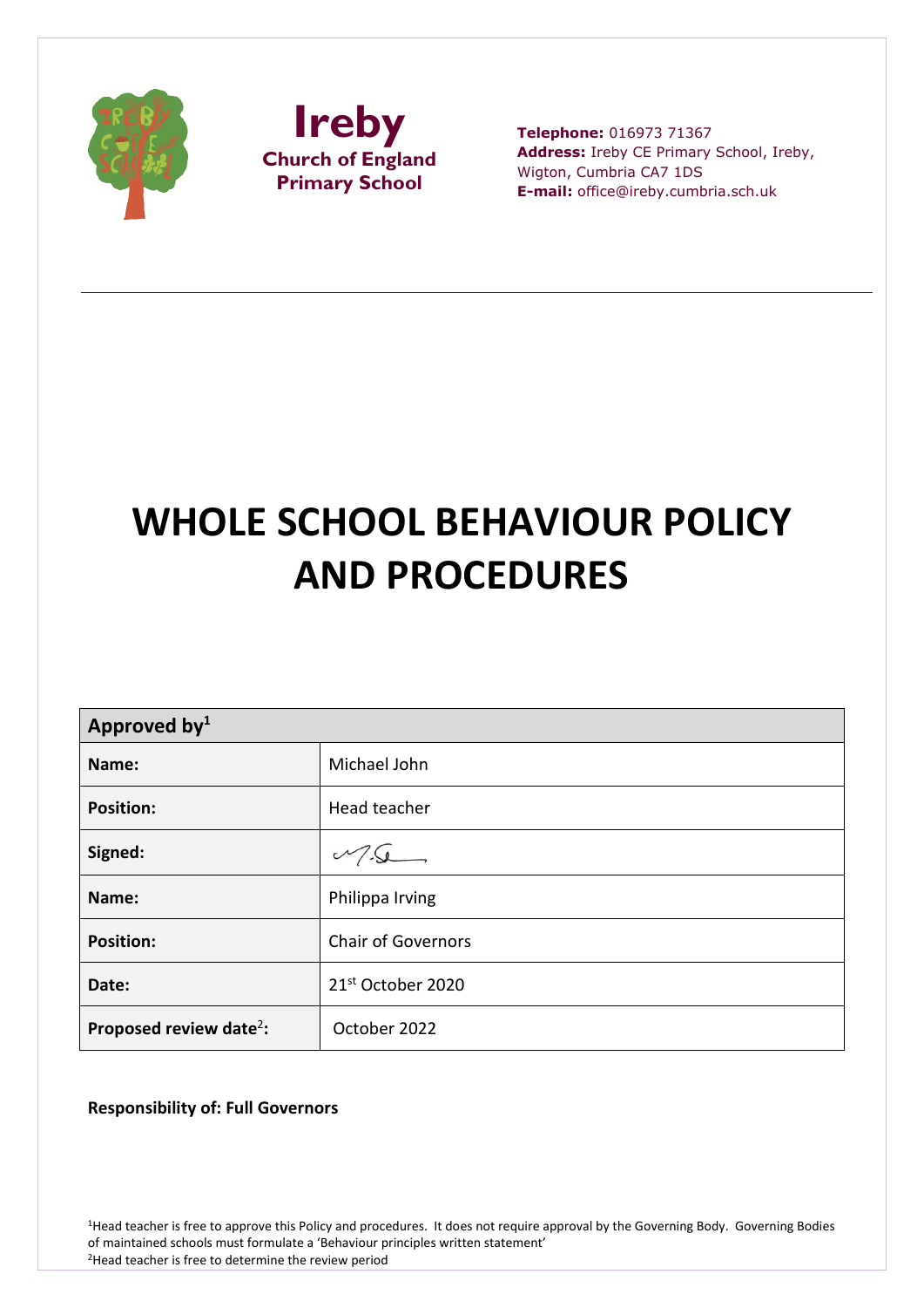**Ireby**
**Church of England**
**Primary School**

**Telephone:** 016973 71367
**Address:** Ireby CE Primary School, Ireby, Wigton, Cumbria CA7 1DS
**E-mail:** office@ireby.cumbria.sch.uk

---

# WHOLE SCHOOL BEHAVIOUR POLICY AND PROCEDURES

| **Approved by**[1] | |
|---|---|
| **Name:** | Michael John |
| **Position:** | Head teacher |
| **Signed:** | |
| **Name:** | Philippa Irving |
| **Position:** | Chair of Governors |
| **Date:** | 21st October 2020 |
| **Proposed review date**[2]**:** | October 2022 |

**Responsibility of: Full Governors**

[1]Head teacher is free to approve this Policy and procedures. It does not require approval by the Governing Body. Governing Bodies of maintained schools must formulate a 'Behaviour principles written statement'
[2]Head teacher is free to determine the review period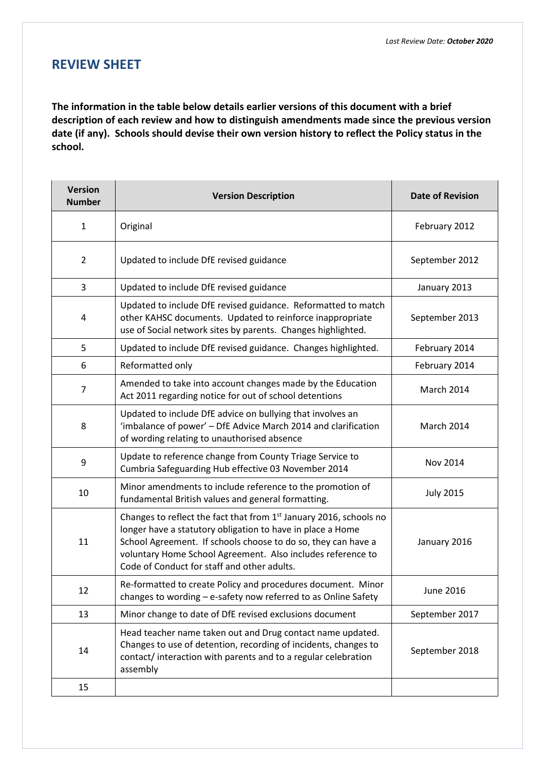*Last Review Date: **October 2020***

## REVIEW SHEET

**The information in the table below details earlier versions of this document with a brief description of each review and how to distinguish amendments made since the previous version date (if any). Schools should devise their own version history to reflect the Policy status in the school.**

| Version Number | Version Description | Date of Revision |
|---|---|---|
| 1 | Original | February 2012 |
| 2 | Updated to include DfE revised guidance | September 2012 |
| 3 | Updated to include DfE revised guidance | January 2013 |
| 4 | Updated to include DfE revised guidance. Reformatted to match other KAHSC documents. Updated to reinforce inappropriate use of Social network sites by parents. Changes highlighted. | September 2013 |
| 5 | Updated to include DfE revised guidance. Changes highlighted. | February 2014 |
| 6 | Reformatted only | February 2014 |
| 7 | Amended to take into account changes made by the Education Act 2011 regarding notice for out of school detentions | March 2014 |
| 8 | Updated to include DfE advice on bullying that involves an 'imbalance of power' – DfE Advice March 2014 and clarification of wording relating to unauthorised absence | March 2014 |
| 9 | Update to reference change from County Triage Service to Cumbria Safeguarding Hub effective 03 November 2014 | Nov 2014 |
| 10 | Minor amendments to include reference to the promotion of fundamental British values and general formatting. | July 2015 |
| 11 | Changes to reflect the fact that from 1st January 2016, schools no longer have a statutory obligation to have in place a Home School Agreement. If schools choose to do so, they can have a voluntary Home School Agreement. Also includes reference to Code of Conduct for staff and other adults. | January 2016 |
| 12 | Re-formatted to create Policy and procedures document. Minor changes to wording – e-safety now referred to as Online Safety | June 2016 |
| 13 | Minor change to date of DfE revised exclusions document | September 2017 |
| 14 | Head teacher name taken out and Drug contact name updated. Changes to use of detention, recording of incidents, changes to contact/ interaction with parents and to a regular celebration assembly | September 2018 |
| 15 | | |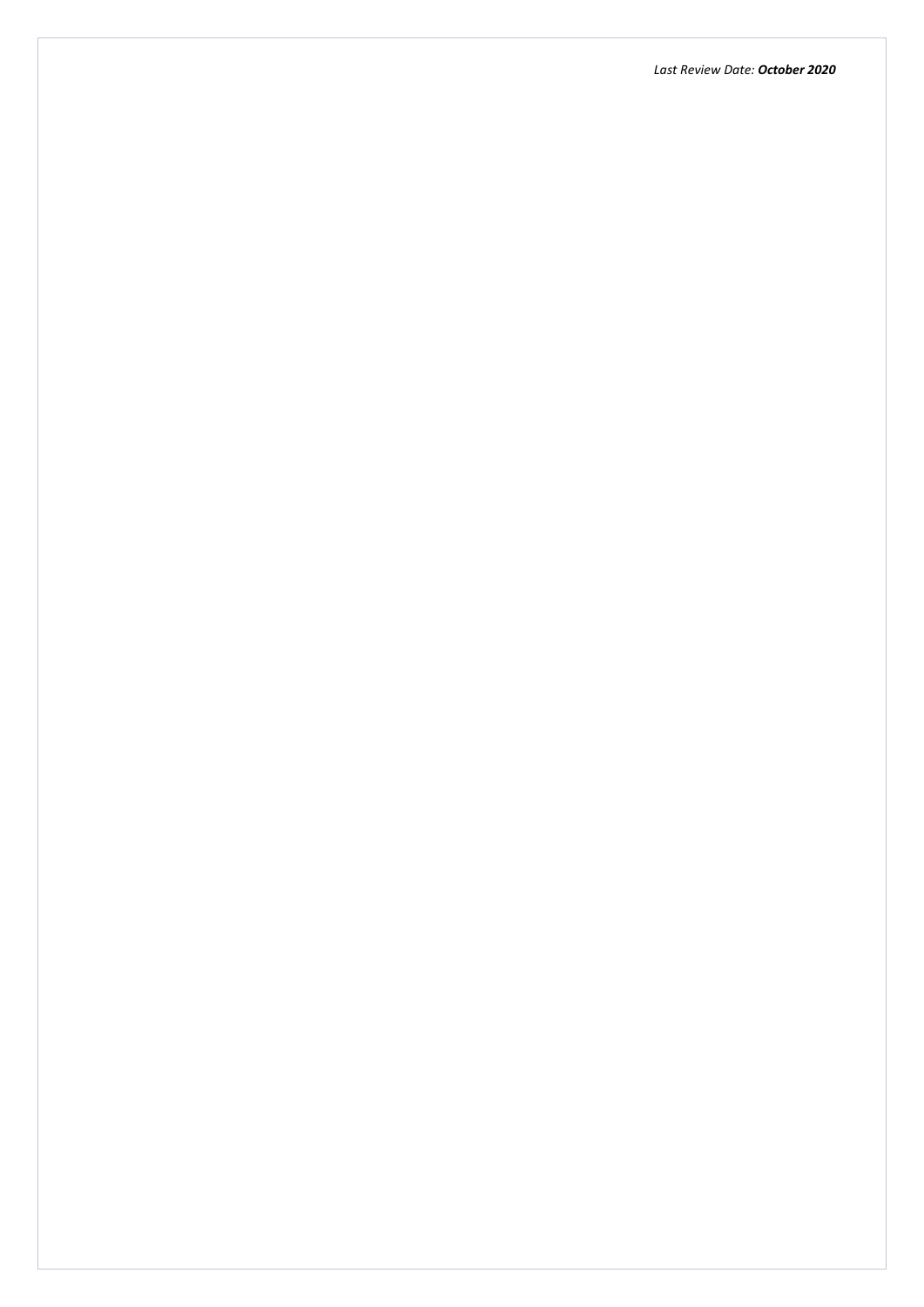*Last Review Date: **October 2020***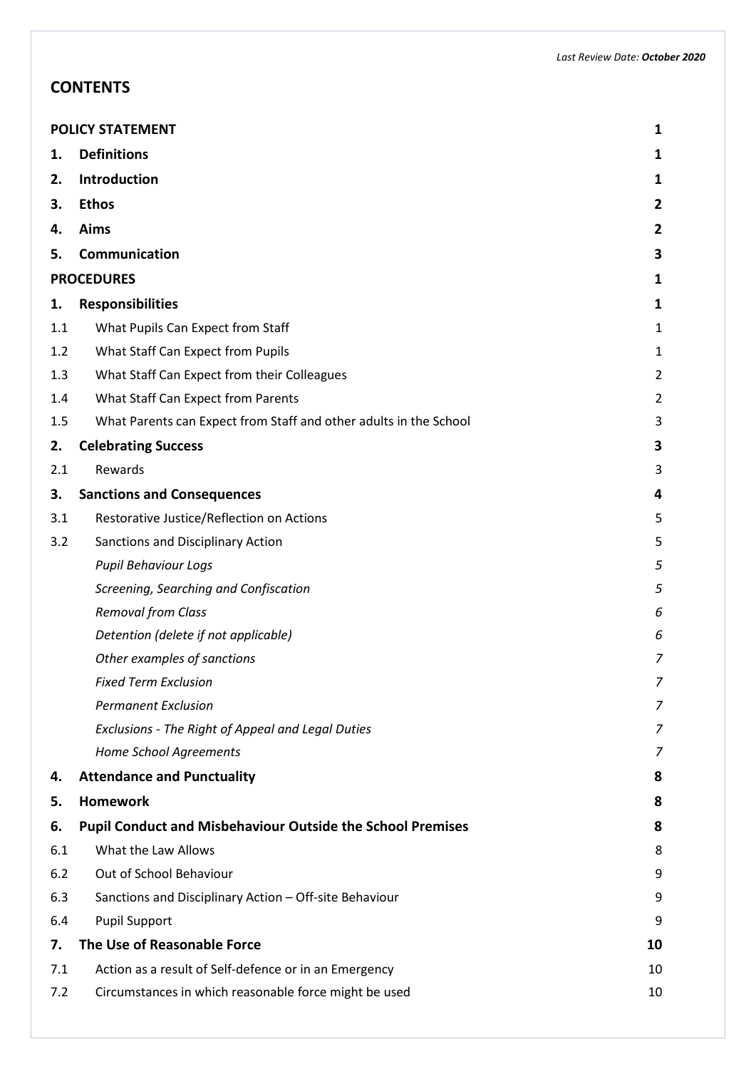*Last Review Date: **October 2020***

## CONTENTS

| | | |
|---|---|---|
| **POLICY STATEMENT** | | **1** |
| **1.** | **Definitions** | **1** |
| **2.** | **Introduction** | **1** |
| **3.** | **Ethos** | **2** |
| **4.** | **Aims** | **2** |
| **5.** | **Communication** | **3** |
| **PROCEDURES** | | **1** |
| **1.** | **Responsibilities** | **1** |
| 1.1 | What Pupils Can Expect from Staff | 1 |
| 1.2 | What Staff Can Expect from Pupils | 1 |
| 1.3 | What Staff Can Expect from their Colleagues | 2 |
| 1.4 | What Staff Can Expect from Parents | 2 |
| 1.5 | What Parents can Expect from Staff and other adults in the School | 3 |
| **2.** | **Celebrating Success** | **3** |
| 2.1 | Rewards | 3 |
| **3.** | **Sanctions and Consequences** | **4** |
| 3.1 | Restorative Justice/Reflection on Actions | 5 |
| 3.2 | Sanctions and Disciplinary Action | 5 |
| | *Pupil Behaviour Logs* | *5* |
| | *Screening, Searching and Confiscation* | *5* |
| | *Removal from Class* | *6* |
| | *Detention (delete if not applicable)* | *6* |
| | *Other examples of sanctions* | *7* |
| | *Fixed Term Exclusion* | *7* |
| | *Permanent Exclusion* | *7* |
| | *Exclusions - The Right of Appeal and Legal Duties* | *7* |
| | *Home School Agreements* | *7* |
| **4.** | **Attendance and Punctuality** | **8** |
| **5.** | **Homework** | **8** |
| **6.** | **Pupil Conduct and Misbehaviour Outside the School Premises** | **8** |
| 6.1 | What the Law Allows | 8 |
| 6.2 | Out of School Behaviour | 9 |
| 6.3 | Sanctions and Disciplinary Action – Off-site Behaviour | 9 |
| 6.4 | Pupil Support | 9 |
| **7.** | **The Use of Reasonable Force** | **10** |
| 7.1 | Action as a result of Self-defence or in an Emergency | 10 |
| 7.2 | Circumstances in which reasonable force might be used | 10 |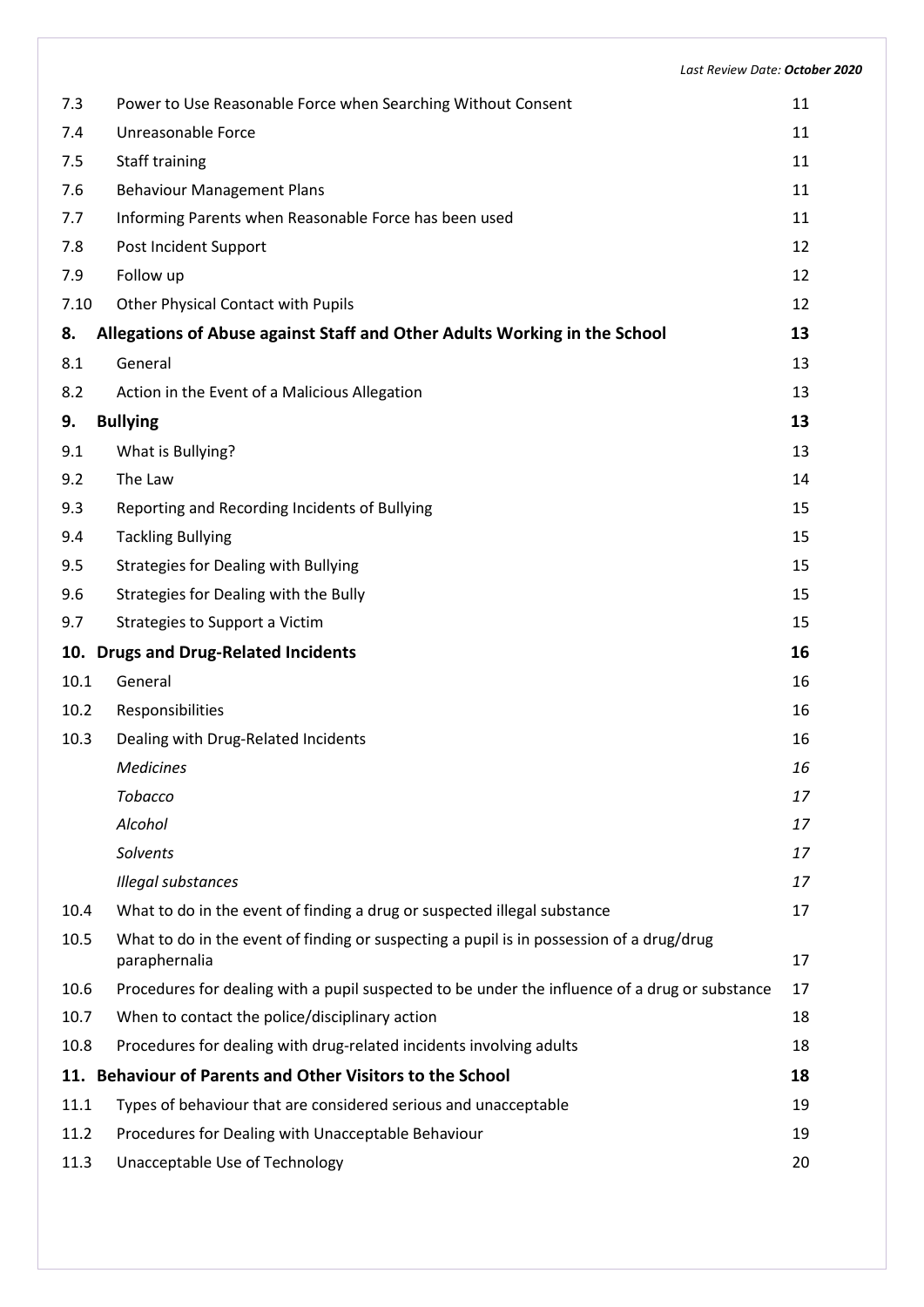| | | |
|---|---|---|
| 7.3 | Power to Use Reasonable Force when Searching Without Consent | 11 |
| 7.4 | Unreasonable Force | 11 |
| 7.5 | Staff training | 11 |
| 7.6 | Behaviour Management Plans | 11 |
| 7.7 | Informing Parents when Reasonable Force has been used | 11 |
| 7.8 | Post Incident Support | 12 |
| 7.9 | Follow up | 12 |
| 7.10 | Other Physical Contact with Pupils | 12 |
| **8.** | **Allegations of Abuse against Staff and Other Adults Working in the School** | **13** |
| 8.1 | General | 13 |
| 8.2 | Action in the Event of a Malicious Allegation | 13 |
| **9.** | **Bullying** | **13** |
| 9.1 | What is Bullying? | 13 |
| 9.2 | The Law | 14 |
| 9.3 | Reporting and Recording Incidents of Bullying | 15 |
| 9.4 | Tackling Bullying | 15 |
| 9.5 | Strategies for Dealing with Bullying | 15 |
| 9.6 | Strategies for Dealing with the Bully | 15 |
| 9.7 | Strategies to Support a Victim | 15 |
| **10.** | **Drugs and Drug-Related Incidents** | **16** |
| 10.1 | General | 16 |
| 10.2 | Responsibilities | 16 |
| 10.3 | Dealing with Drug-Related Incidents | 16 |
| | *Medicines* | *16* |
| | *Tobacco* | *17* |
| | *Alcohol* | *17* |
| | *Solvents* | *17* |
| | *Illegal substances* | *17* |
| 10.4 | What to do in the event of finding a drug or suspected illegal substance | 17 |
| 10.5 | What to do in the event of finding or suspecting a pupil is in possession of a drug/drug paraphernalia | 17 |
| 10.6 | Procedures for dealing with a pupil suspected to be under the influence of a drug or substance | 17 |
| 10.7 | When to contact the police/disciplinary action | 18 |
| 10.8 | Procedures for dealing with drug-related incidents involving adults | 18 |
| **11.** | **Behaviour of Parents and Other Visitors to the School** | **18** |
| 11.1 | Types of behaviour that are considered serious and unacceptable | 19 |
| 11.2 | Procedures for Dealing with Unacceptable Behaviour | 19 |
| 11.3 | Unacceptable Use of Technology | 20 |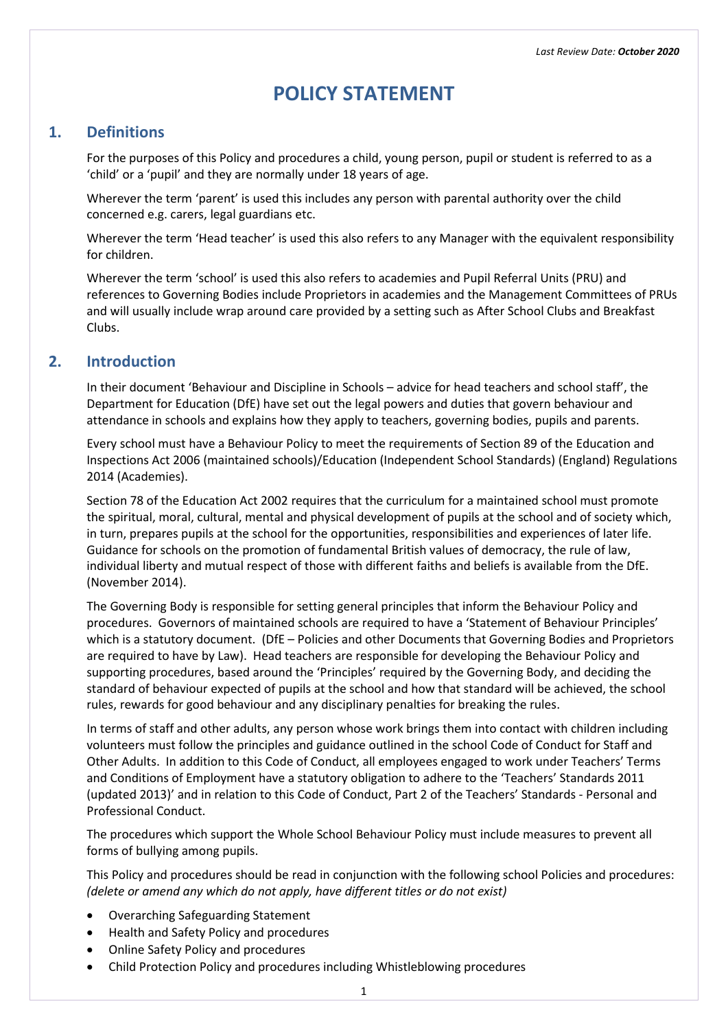*Last Review Date: **October 2020***

# POLICY STATEMENT

## 1. Definitions

For the purposes of this Policy and procedures a child, young person, pupil or student is referred to as a 'child' or a 'pupil' and they are normally under 18 years of age.

Wherever the term 'parent' is used this includes any person with parental authority over the child concerned e.g. carers, legal guardians etc.

Wherever the term 'Head teacher' is used this also refers to any Manager with the equivalent responsibility for children.

Wherever the term 'school' is used this also refers to academies and Pupil Referral Units (PRU) and references to Governing Bodies include Proprietors in academies and the Management Committees of PRUs and will usually include wrap around care provided by a setting such as After School Clubs and Breakfast Clubs.

## 2. Introduction

In their document 'Behaviour and Discipline in Schools – advice for head teachers and school staff', the Department for Education (DfE) have set out the legal powers and duties that govern behaviour and attendance in schools and explains how they apply to teachers, governing bodies, pupils and parents.

Every school must have a Behaviour Policy to meet the requirements of Section 89 of the Education and Inspections Act 2006 (maintained schools)/Education (Independent School Standards) (England) Regulations 2014 (Academies).

Section 78 of the Education Act 2002 requires that the curriculum for a maintained school must promote the spiritual, moral, cultural, mental and physical development of pupils at the school and of society which, in turn, prepares pupils at the school for the opportunities, responsibilities and experiences of later life. Guidance for schools on the promotion of fundamental British values of democracy, the rule of law, individual liberty and mutual respect of those with different faiths and beliefs is available from the DfE. (November 2014).

The Governing Body is responsible for setting general principles that inform the Behaviour Policy and procedures. Governors of maintained schools are required to have a 'Statement of Behaviour Principles' which is a statutory document. (DfE – Policies and other Documents that Governing Bodies and Proprietors are required to have by Law). Head teachers are responsible for developing the Behaviour Policy and supporting procedures, based around the 'Principles' required by the Governing Body, and deciding the standard of behaviour expected of pupils at the school and how that standard will be achieved, the school rules, rewards for good behaviour and any disciplinary penalties for breaking the rules.

In terms of staff and other adults, any person whose work brings them into contact with children including volunteers must follow the principles and guidance outlined in the school Code of Conduct for Staff and Other Adults. In addition to this Code of Conduct, all employees engaged to work under Teachers' Terms and Conditions of Employment have a statutory obligation to adhere to the 'Teachers' Standards 2011 (updated 2013)' and in relation to this Code of Conduct, Part 2 of the Teachers' Standards - Personal and Professional Conduct.

The procedures which support the Whole School Behaviour Policy must include measures to prevent all forms of bullying among pupils.

This Policy and procedures should be read in conjunction with the following school Policies and procedures: *(delete or amend any which do not apply, have different titles or do not exist)*

- Overarching Safeguarding Statement
- Health and Safety Policy and procedures
- Online Safety Policy and procedures
- Child Protection Policy and procedures including Whistleblowing procedures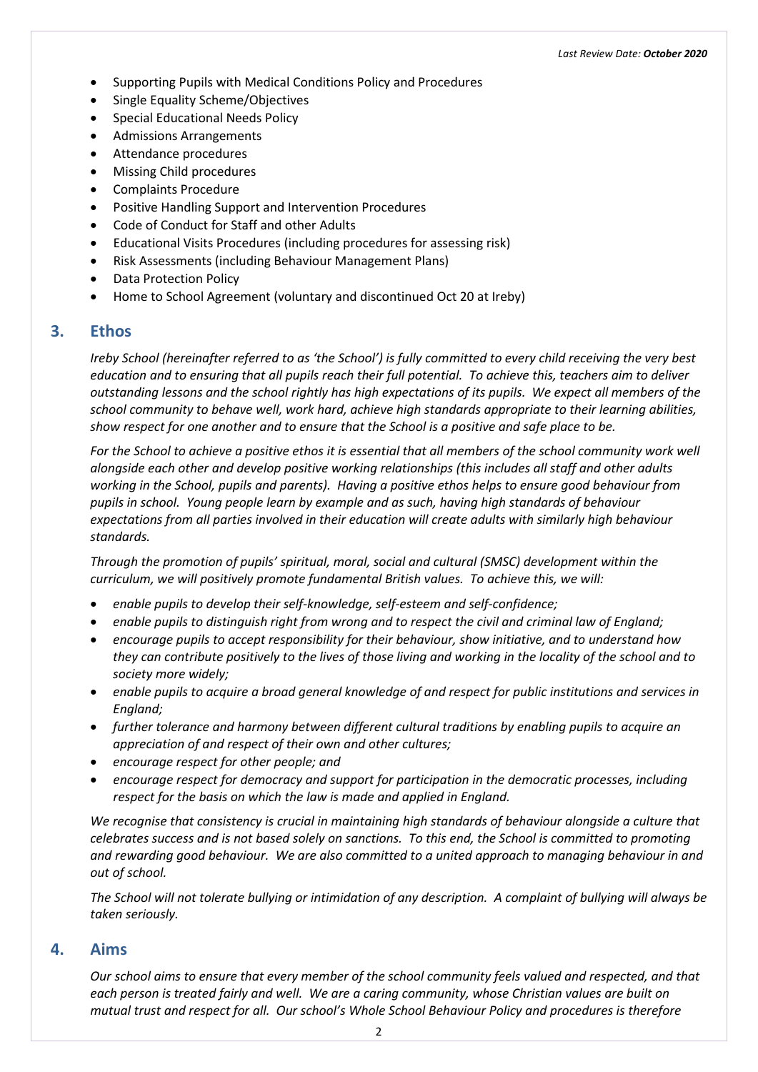- Supporting Pupils with Medical Conditions Policy and Procedures
- Single Equality Scheme/Objectives
- Special Educational Needs Policy
- Admissions Arrangements
- Attendance procedures
- Missing Child procedures
- Complaints Procedure
- Positive Handling Support and Intervention Procedures
- Code of Conduct for Staff and other Adults
- Educational Visits Procedures (including procedures for assessing risk)
- Risk Assessments (including Behaviour Management Plans)
- Data Protection Policy
- Home to School Agreement (voluntary and discontinued Oct 20 at Ireby)

## 3. Ethos

*Ireby School (hereinafter referred to as 'the School') is fully committed to every child receiving the very best education and to ensuring that all pupils reach their full potential. To achieve this, teachers aim to deliver outstanding lessons and the school rightly has high expectations of its pupils. We expect all members of the school community to behave well, work hard, achieve high standards appropriate to their learning abilities, show respect for one another and to ensure that the School is a positive and safe place to be.*

*For the School to achieve a positive ethos it is essential that all members of the school community work well alongside each other and develop positive working relationships (this includes all staff and other adults working in the School, pupils and parents). Having a positive ethos helps to ensure good behaviour from pupils in school. Young people learn by example and as such, having high standards of behaviour expectations from all parties involved in their education will create adults with similarly high behaviour standards.*

*Through the promotion of pupils' spiritual, moral, social and cultural (SMSC) development within the curriculum, we will positively promote fundamental British values. To achieve this, we will:*

- *enable pupils to develop their self-knowledge, self-esteem and self-confidence;*
- *enable pupils to distinguish right from wrong and to respect the civil and criminal law of England;*
- *encourage pupils to accept responsibility for their behaviour, show initiative, and to understand how they can contribute positively to the lives of those living and working in the locality of the school and to society more widely;*
- *enable pupils to acquire a broad general knowledge of and respect for public institutions and services in England;*
- *further tolerance and harmony between different cultural traditions by enabling pupils to acquire an appreciation of and respect of their own and other cultures;*
- *encourage respect for other people; and*
- *encourage respect for democracy and support for participation in the democratic processes, including respect for the basis on which the law is made and applied in England.*

*We recognise that consistency is crucial in maintaining high standards of behaviour alongside a culture that celebrates success and is not based solely on sanctions. To this end, the School is committed to promoting and rewarding good behaviour. We are also committed to a united approach to managing behaviour in and out of school.*

*The School will not tolerate bullying or intimidation of any description. A complaint of bullying will always be taken seriously.*

## 4. Aims

*Our school aims to ensure that every member of the school community feels valued and respected, and that each person is treated fairly and well. We are a caring community, whose Christian values are built on mutual trust and respect for all. Our school's Whole School Behaviour Policy and procedures is therefore*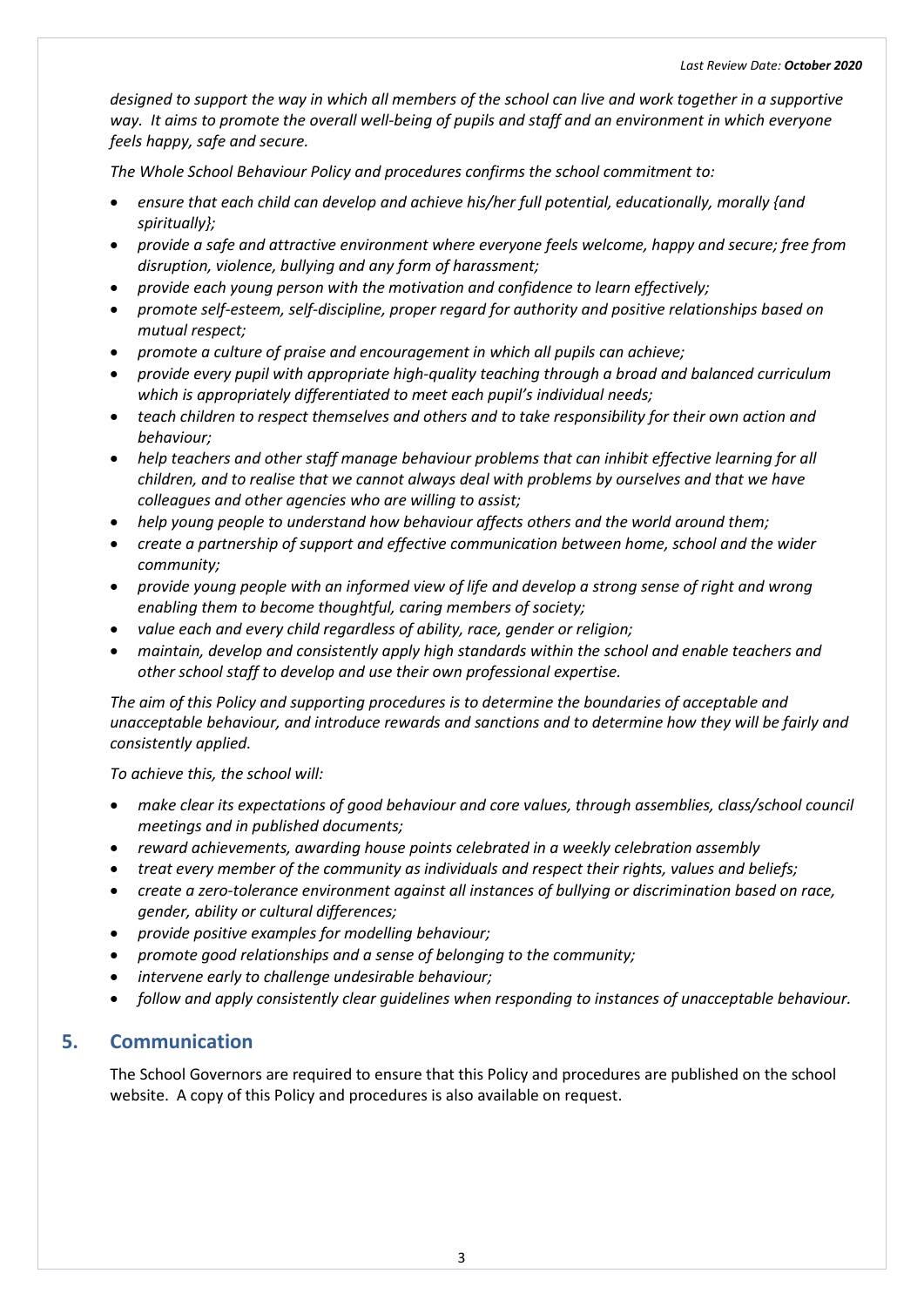*designed to support the way in which all members of the school can live and work together in a supportive way. It aims to promote the overall well-being of pupils and staff and an environment in which everyone feels happy, safe and secure.*

*The Whole School Behaviour Policy and procedures confirms the school commitment to:*

- *ensure that each child can develop and achieve his/her full potential, educationally, morally {and spiritually};*
- *provide a safe and attractive environment where everyone feels welcome, happy and secure; free from disruption, violence, bullying and any form of harassment;*
- *provide each young person with the motivation and confidence to learn effectively;*
- *promote self-esteem, self-discipline, proper regard for authority and positive relationships based on mutual respect;*
- *promote a culture of praise and encouragement in which all pupils can achieve;*
- *provide every pupil with appropriate high-quality teaching through a broad and balanced curriculum which is appropriately differentiated to meet each pupil's individual needs;*
- *teach children to respect themselves and others and to take responsibility for their own action and behaviour;*
- *help teachers and other staff manage behaviour problems that can inhibit effective learning for all children, and to realise that we cannot always deal with problems by ourselves and that we have colleagues and other agencies who are willing to assist;*
- *help young people to understand how behaviour affects others and the world around them;*
- *create a partnership of support and effective communication between home, school and the wider community;*
- *provide young people with an informed view of life and develop a strong sense of right and wrong enabling them to become thoughtful, caring members of society;*
- *value each and every child regardless of ability, race, gender or religion;*
- *maintain, develop and consistently apply high standards within the school and enable teachers and other school staff to develop and use their own professional expertise.*

*The aim of this Policy and supporting procedures is to determine the boundaries of acceptable and unacceptable behaviour, and introduce rewards and sanctions and to determine how they will be fairly and consistently applied.*

*To achieve this, the school will:*

- *make clear its expectations of good behaviour and core values, through assemblies, class/school council meetings and in published documents;*
- *reward achievements, awarding house points celebrated in a weekly celebration assembly*
- *treat every member of the community as individuals and respect their rights, values and beliefs;*
- *create a zero-tolerance environment against all instances of bullying or discrimination based on race, gender, ability or cultural differences;*
- *provide positive examples for modelling behaviour;*
- *promote good relationships and a sense of belonging to the community;*
- *intervene early to challenge undesirable behaviour;*
- *follow and apply consistently clear guidelines when responding to instances of unacceptable behaviour.*

## 5. Communication

The School Governors are required to ensure that this Policy and procedures are published on the school website. A copy of this Policy and procedures is also available on request.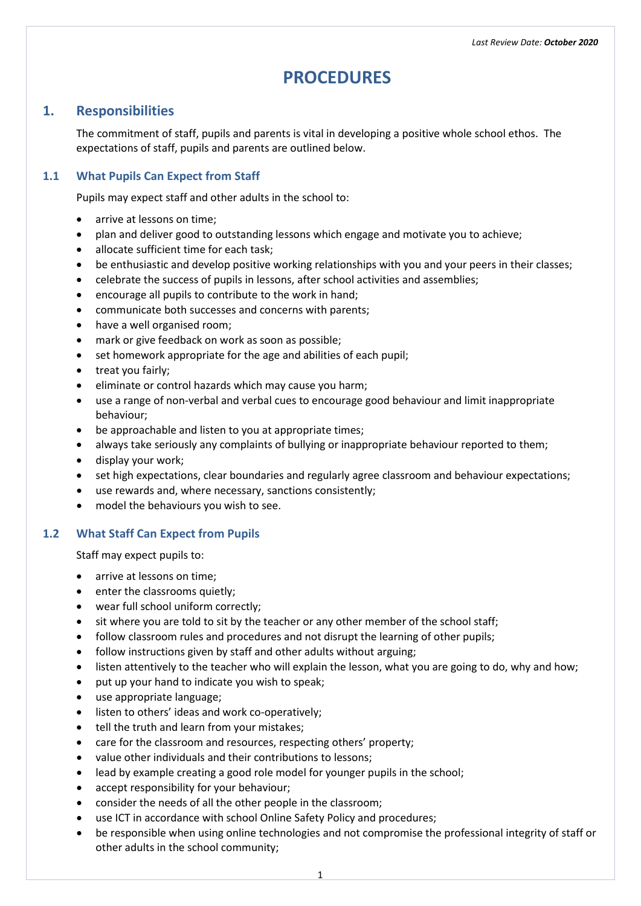*Last Review Date: **October 2020***

# PROCEDURES

## 1. Responsibilities

The commitment of staff, pupils and parents is vital in developing a positive whole school ethos. The expectations of staff, pupils and parents are outlined below.

### 1.1 What Pupils Can Expect from Staff

Pupils may expect staff and other adults in the school to:

- arrive at lessons on time;
- plan and deliver good to outstanding lessons which engage and motivate you to achieve;
- allocate sufficient time for each task;
- be enthusiastic and develop positive working relationships with you and your peers in their classes;
- celebrate the success of pupils in lessons, after school activities and assemblies;
- encourage all pupils to contribute to the work in hand;
- communicate both successes and concerns with parents;
- have a well organised room;
- mark or give feedback on work as soon as possible;
- set homework appropriate for the age and abilities of each pupil;
- treat you fairly;
- eliminate or control hazards which may cause you harm;
- use a range of non-verbal and verbal cues to encourage good behaviour and limit inappropriate behaviour;
- be approachable and listen to you at appropriate times;
- always take seriously any complaints of bullying or inappropriate behaviour reported to them;
- display your work;
- set high expectations, clear boundaries and regularly agree classroom and behaviour expectations;
- use rewards and, where necessary, sanctions consistently;
- model the behaviours you wish to see.

### 1.2 What Staff Can Expect from Pupils

Staff may expect pupils to:

- arrive at lessons on time;
- enter the classrooms quietly;
- wear full school uniform correctly;
- sit where you are told to sit by the teacher or any other member of the school staff;
- follow classroom rules and procedures and not disrupt the learning of other pupils;
- follow instructions given by staff and other adults without arguing;
- listen attentively to the teacher who will explain the lesson, what you are going to do, why and how;
- put up your hand to indicate you wish to speak;
- use appropriate language;
- listen to others' ideas and work co-operatively;
- tell the truth and learn from your mistakes;
- care for the classroom and resources, respecting others' property;
- value other individuals and their contributions to lessons;
- lead by example creating a good role model for younger pupils in the school;
- accept responsibility for your behaviour;
- consider the needs of all the other people in the classroom;
- use ICT in accordance with school Online Safety Policy and procedures;
- be responsible when using online technologies and not compromise the professional integrity of staff or other adults in the school community;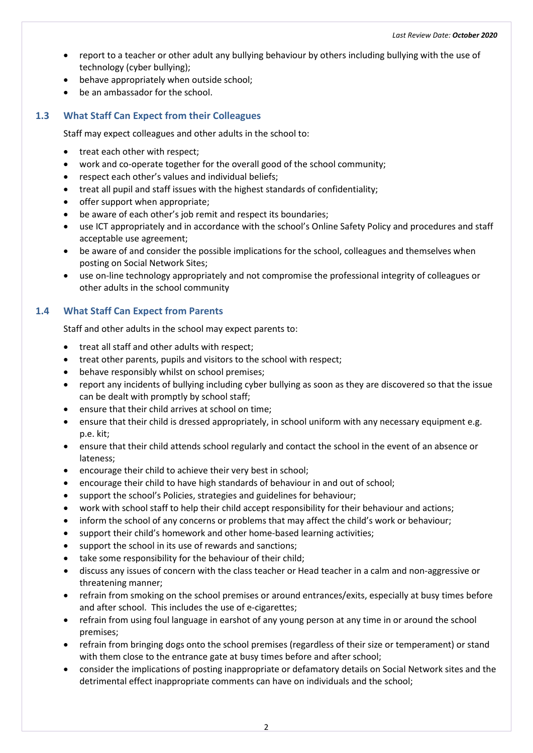- report to a teacher or other adult any bullying behaviour by others including bullying with the use of technology (cyber bullying);
- behave appropriately when outside school;
- be an ambassador for the school.

### 1.3 What Staff Can Expect from their Colleagues

Staff may expect colleagues and other adults in the school to:

- treat each other with respect;
- work and co-operate together for the overall good of the school community;
- respect each other's values and individual beliefs;
- treat all pupil and staff issues with the highest standards of confidentiality;
- offer support when appropriate;
- be aware of each other's job remit and respect its boundaries;
- use ICT appropriately and in accordance with the school's Online Safety Policy and procedures and staff acceptable use agreement;
- be aware of and consider the possible implications for the school, colleagues and themselves when posting on Social Network Sites;
- use on-line technology appropriately and not compromise the professional integrity of colleagues or other adults in the school community

### 1.4 What Staff Can Expect from Parents

Staff and other adults in the school may expect parents to:

- treat all staff and other adults with respect;
- treat other parents, pupils and visitors to the school with respect;
- behave responsibly whilst on school premises;
- report any incidents of bullying including cyber bullying as soon as they are discovered so that the issue can be dealt with promptly by school staff;
- ensure that their child arrives at school on time;
- ensure that their child is dressed appropriately, in school uniform with any necessary equipment e.g. p.e. kit;
- ensure that their child attends school regularly and contact the school in the event of an absence or lateness;
- encourage their child to achieve their very best in school;
- encourage their child to have high standards of behaviour in and out of school;
- support the school's Policies, strategies and guidelines for behaviour;
- work with school staff to help their child accept responsibility for their behaviour and actions;
- inform the school of any concerns or problems that may affect the child's work or behaviour;
- support their child's homework and other home-based learning activities;
- support the school in its use of rewards and sanctions;
- take some responsibility for the behaviour of their child;
- discuss any issues of concern with the class teacher or Head teacher in a calm and non-aggressive or threatening manner;
- refrain from smoking on the school premises or around entrances/exits, especially at busy times before and after school. This includes the use of e-cigarettes;
- refrain from using foul language in earshot of any young person at any time in or around the school premises;
- refrain from bringing dogs onto the school premises (regardless of their size or temperament) or stand with them close to the entrance gate at busy times before and after school;
- consider the implications of posting inappropriate or defamatory details on Social Network sites and the detrimental effect inappropriate comments can have on individuals and the school;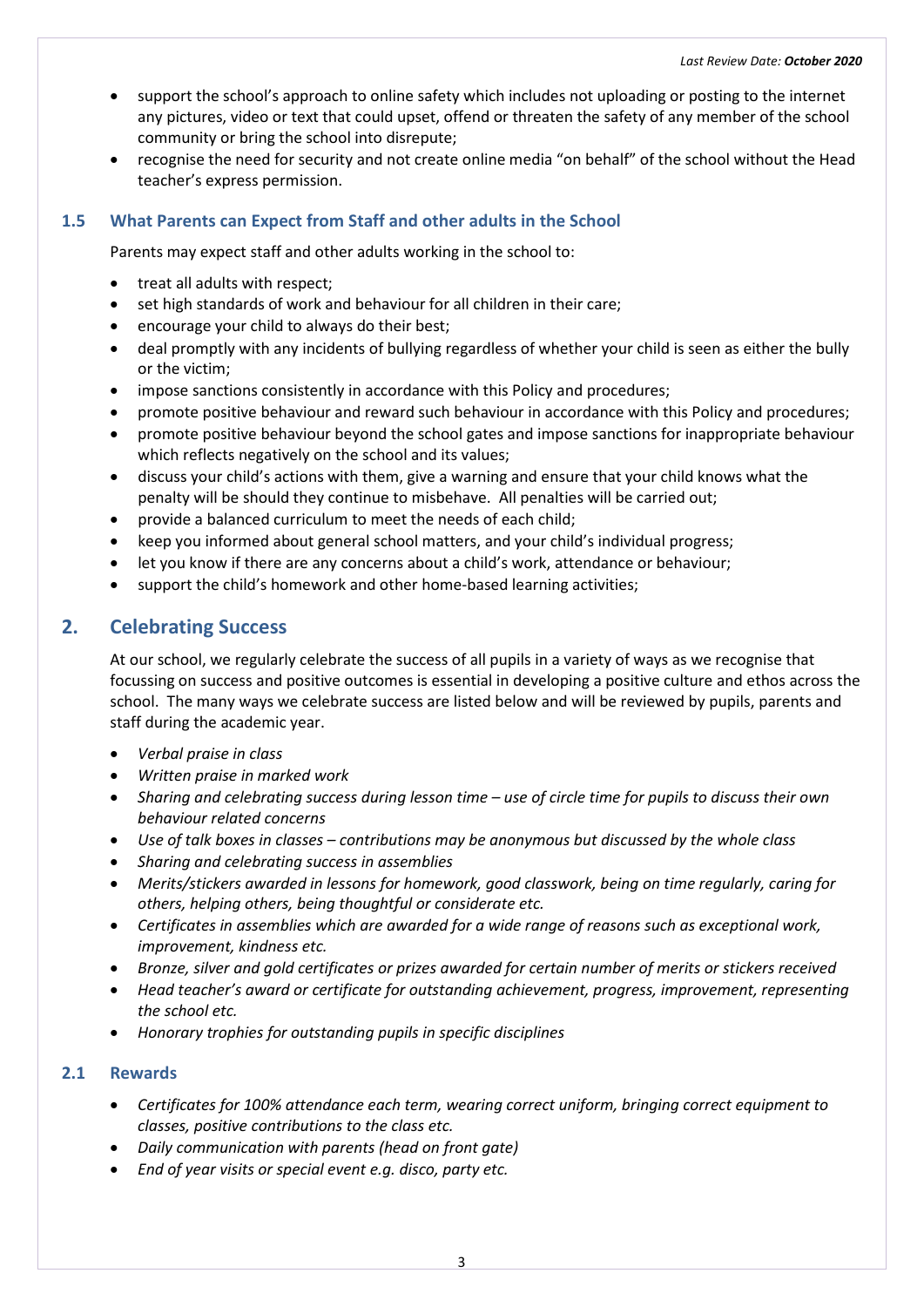- support the school's approach to online safety which includes not uploading or posting to the internet any pictures, video or text that could upset, offend or threaten the safety of any member of the school community or bring the school into disrepute;
- recognise the need for security and not create online media "on behalf" of the school without the Head teacher's express permission.

### 1.5 What Parents can Expect from Staff and other adults in the School

Parents may expect staff and other adults working in the school to:

- treat all adults with respect;
- set high standards of work and behaviour for all children in their care;
- encourage your child to always do their best;
- deal promptly with any incidents of bullying regardless of whether your child is seen as either the bully or the victim;
- impose sanctions consistently in accordance with this Policy and procedures;
- promote positive behaviour and reward such behaviour in accordance with this Policy and procedures;
- promote positive behaviour beyond the school gates and impose sanctions for inappropriate behaviour which reflects negatively on the school and its values;
- discuss your child's actions with them, give a warning and ensure that your child knows what the penalty will be should they continue to misbehave. All penalties will be carried out;
- provide a balanced curriculum to meet the needs of each child;
- keep you informed about general school matters, and your child's individual progress;
- let you know if there are any concerns about a child's work, attendance or behaviour;
- support the child's homework and other home-based learning activities;

## 2. Celebrating Success

At our school, we regularly celebrate the success of all pupils in a variety of ways as we recognise that focussing on success and positive outcomes is essential in developing a positive culture and ethos across the school. The many ways we celebrate success are listed below and will be reviewed by pupils, parents and staff during the academic year.

- *Verbal praise in class*
- *Written praise in marked work*
- *Sharing and celebrating success during lesson time – use of circle time for pupils to discuss their own behaviour related concerns*
- *Use of talk boxes in classes – contributions may be anonymous but discussed by the whole class*
- *Sharing and celebrating success in assemblies*
- *Merits/stickers awarded in lessons for homework, good classwork, being on time regularly, caring for others, helping others, being thoughtful or considerate etc.*
- *Certificates in assemblies which are awarded for a wide range of reasons such as exceptional work, improvement, kindness etc.*
- *Bronze, silver and gold certificates or prizes awarded for certain number of merits or stickers received*
- *Head teacher's award or certificate for outstanding achievement, progress, improvement, representing the school etc.*
- *Honorary trophies for outstanding pupils in specific disciplines*

### 2.1 Rewards

- *Certificates for 100% attendance each term, wearing correct uniform, bringing correct equipment to classes, positive contributions to the class etc.*
- *Daily communication with parents (head on front gate)*
- *End of year visits or special event e.g. disco, party etc.*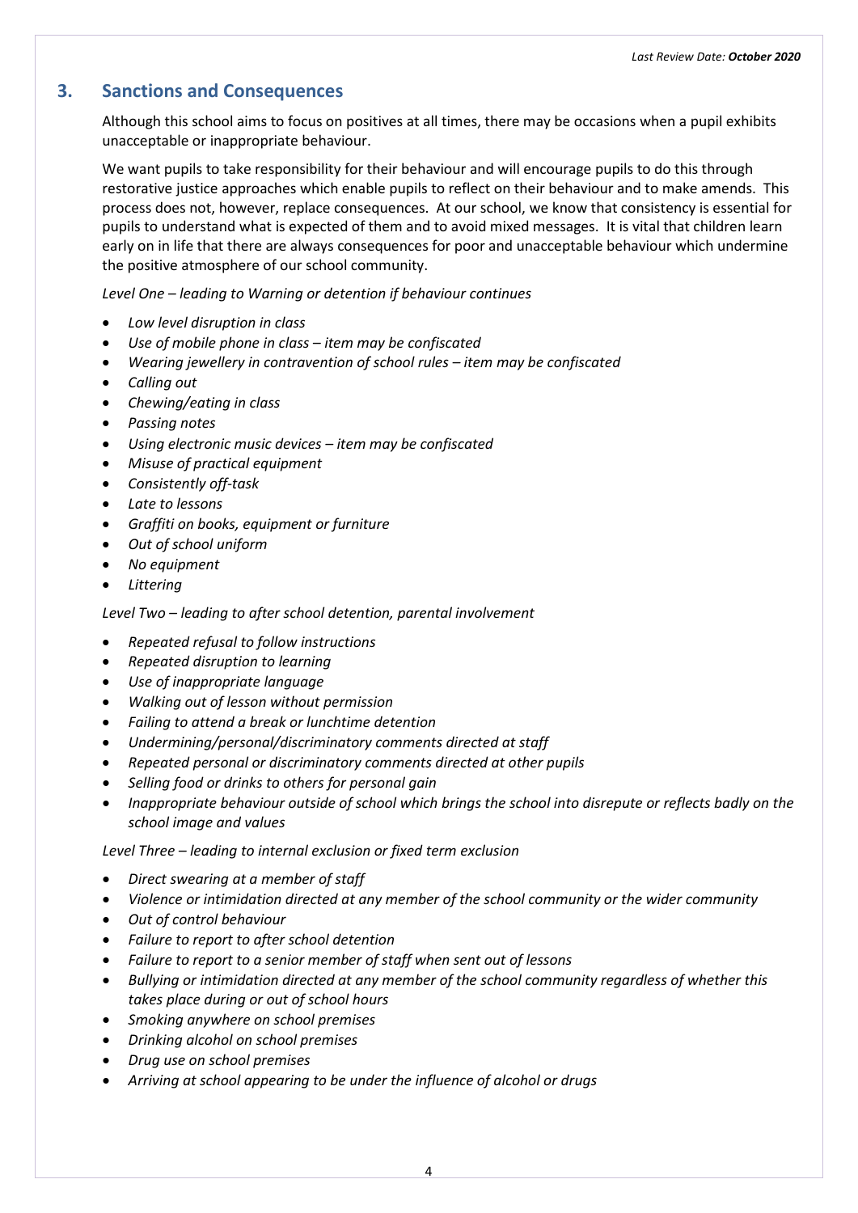## 3. Sanctions and Consequences

Although this school aims to focus on positives at all times, there may be occasions when a pupil exhibits unacceptable or inappropriate behaviour.

We want pupils to take responsibility for their behaviour and will encourage pupils to do this through restorative justice approaches which enable pupils to reflect on their behaviour and to make amends. This process does not, however, replace consequences. At our school, we know that consistency is essential for pupils to understand what is expected of them and to avoid mixed messages. It is vital that children learn early on in life that there are always consequences for poor and unacceptable behaviour which undermine the positive atmosphere of our school community.

*Level One – leading to Warning or detention if behaviour continues*

- *Low level disruption in class*
- *Use of mobile phone in class – item may be confiscated*
- *Wearing jewellery in contravention of school rules – item may be confiscated*
- *Calling out*
- *Chewing/eating in class*
- *Passing notes*
- *Using electronic music devices – item may be confiscated*
- *Misuse of practical equipment*
- *Consistently off-task*
- *Late to lessons*
- *Graffiti on books, equipment or furniture*
- *Out of school uniform*
- *No equipment*
- *Littering*

*Level Two – leading to after school detention, parental involvement*

- *Repeated refusal to follow instructions*
- *Repeated disruption to learning*
- *Use of inappropriate language*
- *Walking out of lesson without permission*
- *Failing to attend a break or lunchtime detention*
- *Undermining/personal/discriminatory comments directed at staff*
- *Repeated personal or discriminatory comments directed at other pupils*
- *Selling food or drinks to others for personal gain*
- *Inappropriate behaviour outside of school which brings the school into disrepute or reflects badly on the school image and values*

*Level Three – leading to internal exclusion or fixed term exclusion*

- *Direct swearing at a member of staff*
- *Violence or intimidation directed at any member of the school community or the wider community*
- *Out of control behaviour*
- *Failure to report to after school detention*
- *Failure to report to a senior member of staff when sent out of lessons*
- *Bullying or intimidation directed at any member of the school community regardless of whether this takes place during or out of school hours*
- *Smoking anywhere on school premises*
- *Drinking alcohol on school premises*
- *Drug use on school premises*
- *Arriving at school appearing to be under the influence of alcohol or drugs*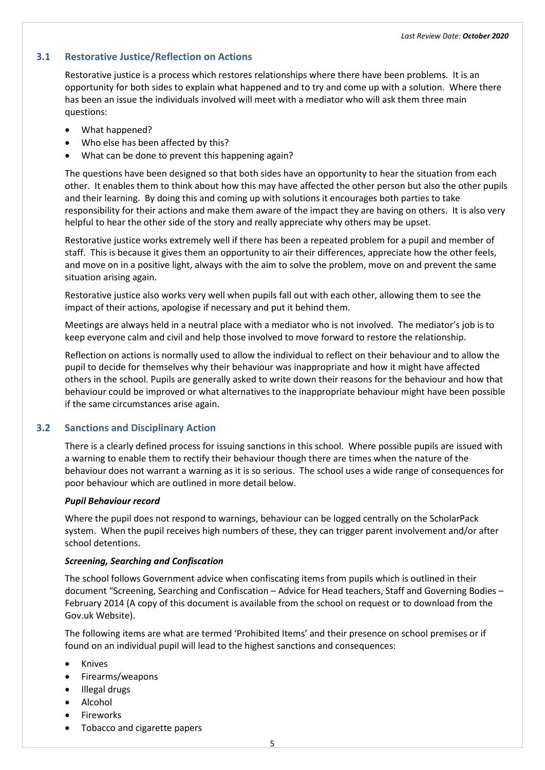### 3.1 Restorative Justice/Reflection on Actions

Restorative justice is a process which restores relationships where there have been problems. It is an opportunity for both sides to explain what happened and to try and come up with a solution. Where there has been an issue the individuals involved will meet with a mediator who will ask them three main questions:

- What happened?
- Who else has been affected by this?
- What can be done to prevent this happening again?

The questions have been designed so that both sides have an opportunity to hear the situation from each other. It enables them to think about how this may have affected the other person but also the other pupils and their learning. By doing this and coming up with solutions it encourages both parties to take responsibility for their actions and make them aware of the impact they are having on others. It is also very helpful to hear the other side of the story and really appreciate why others may be upset.

Restorative justice works extremely well if there has been a repeated problem for a pupil and member of staff. This is because it gives them an opportunity to air their differences, appreciate how the other feels, and move on in a positive light, always with the aim to solve the problem, move on and prevent the same situation arising again.

Restorative justice also works very well when pupils fall out with each other, allowing them to see the impact of their actions, apologise if necessary and put it behind them.

Meetings are always held in a neutral place with a mediator who is not involved. The mediator's job is to keep everyone calm and civil and help those involved to move forward to restore the relationship.

Reflection on actions is normally used to allow the individual to reflect on their behaviour and to allow the pupil to decide for themselves why their behaviour was inappropriate and how it might have affected others in the school. Pupils are generally asked to write down their reasons for the behaviour and how that behaviour could be improved or what alternatives to the inappropriate behaviour might have been possible if the same circumstances arise again.

### 3.2 Sanctions and Disciplinary Action

There is a clearly defined process for issuing sanctions in this school. Where possible pupils are issued with a warning to enable them to rectify their behaviour though there are times when the nature of the behaviour does not warrant a warning as it is so serious. The school uses a wide range of consequences for poor behaviour which are outlined in more detail below.

***Pupil Behaviour record***

Where the pupil does not respond to warnings, behaviour can be logged centrally on the ScholarPack system. When the pupil receives high numbers of these, they can trigger parent involvement and/or after school detentions.

***Screening, Searching and Confiscation***

The school follows Government advice when confiscating items from pupils which is outlined in their document "Screening, Searching and Confiscation – Advice for Head teachers, Staff and Governing Bodies – February 2014 (A copy of this document is available from the school on request or to download from the Gov.uk Website).

The following items are what are termed 'Prohibited Items' and their presence on school premises or if found on an individual pupil will lead to the highest sanctions and consequences:

- Knives
- Firearms/weapons
- Illegal drugs
- Alcohol
- Fireworks
- Tobacco and cigarette papers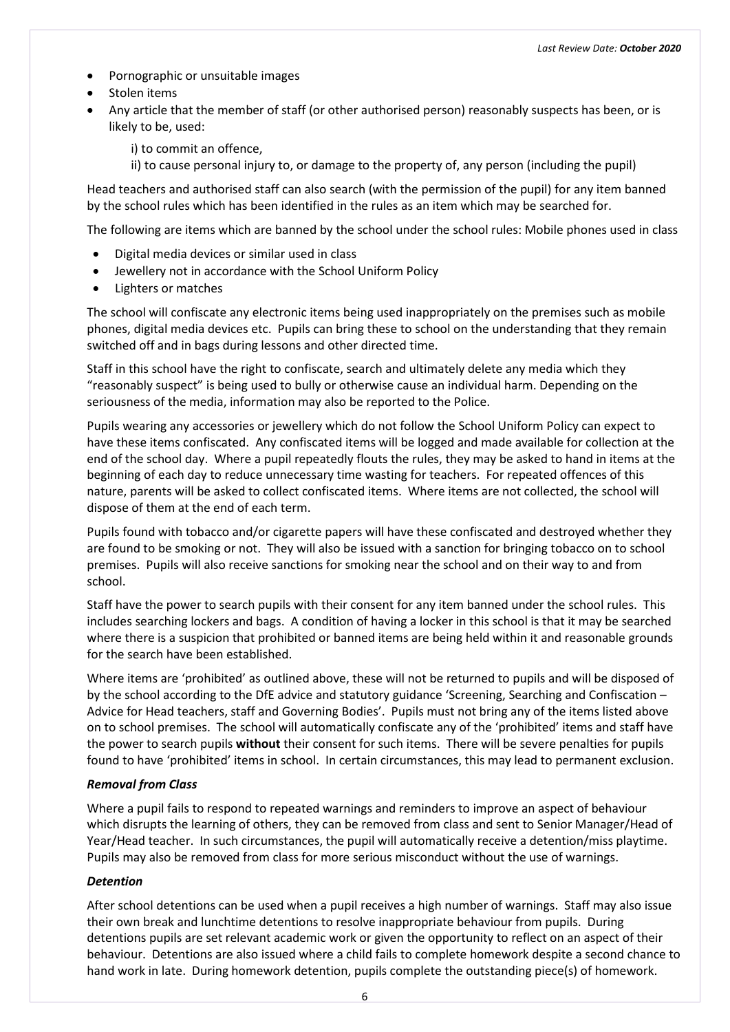- Pornographic or unsuitable images
- Stolen items
- Any article that the member of staff (or other authorised person) reasonably suspects has been, or is likely to be, used:

  i) to commit an offence,

  ii) to cause personal injury to, or damage to the property of, any person (including the pupil)

Head teachers and authorised staff can also search (with the permission of the pupil) for any item banned by the school rules which has been identified in the rules as an item which may be searched for.

The following are items which are banned by the school under the school rules: Mobile phones used in class

- Digital media devices or similar used in class
- Jewellery not in accordance with the School Uniform Policy
- Lighters or matches

The school will confiscate any electronic items being used inappropriately on the premises such as mobile phones, digital media devices etc. Pupils can bring these to school on the understanding that they remain switched off and in bags during lessons and other directed time.

Staff in this school have the right to confiscate, search and ultimately delete any media which they "reasonably suspect" is being used to bully or otherwise cause an individual harm. Depending on the seriousness of the media, information may also be reported to the Police.

Pupils wearing any accessories or jewellery which do not follow the School Uniform Policy can expect to have these items confiscated. Any confiscated items will be logged and made available for collection at the end of the school day. Where a pupil repeatedly flouts the rules, they may be asked to hand in items at the beginning of each day to reduce unnecessary time wasting for teachers. For repeated offences of this nature, parents will be asked to collect confiscated items. Where items are not collected, the school will dispose of them at the end of each term.

Pupils found with tobacco and/or cigarette papers will have these confiscated and destroyed whether they are found to be smoking or not. They will also be issued with a sanction for bringing tobacco on to school premises. Pupils will also receive sanctions for smoking near the school and on their way to and from school.

Staff have the power to search pupils with their consent for any item banned under the school rules. This includes searching lockers and bags. A condition of having a locker in this school is that it may be searched where there is a suspicion that prohibited or banned items are being held within it and reasonable grounds for the search have been established.

Where items are 'prohibited' as outlined above, these will not be returned to pupils and will be disposed of by the school according to the DfE advice and statutory guidance 'Screening, Searching and Confiscation – Advice for Head teachers, staff and Governing Bodies'. Pupils must not bring any of the items listed above on to school premises. The school will automatically confiscate any of the 'prohibited' items and staff have the power to search pupils **without** their consent for such items. There will be severe penalties for pupils found to have 'prohibited' items in school. In certain circumstances, this may lead to permanent exclusion.

### *Removal from Class*

Where a pupil fails to respond to repeated warnings and reminders to improve an aspect of behaviour which disrupts the learning of others, they can be removed from class and sent to Senior Manager/Head of Year/Head teacher. In such circumstances, the pupil will automatically receive a detention/miss playtime. Pupils may also be removed from class for more serious misconduct without the use of warnings.

### *Detention*

After school detentions can be used when a pupil receives a high number of warnings. Staff may also issue their own break and lunchtime detentions to resolve inappropriate behaviour from pupils. During detentions pupils are set relevant academic work or given the opportunity to reflect on an aspect of their behaviour. Detentions are also issued where a child fails to complete homework despite a second chance to hand work in late. During homework detention, pupils complete the outstanding piece(s) of homework.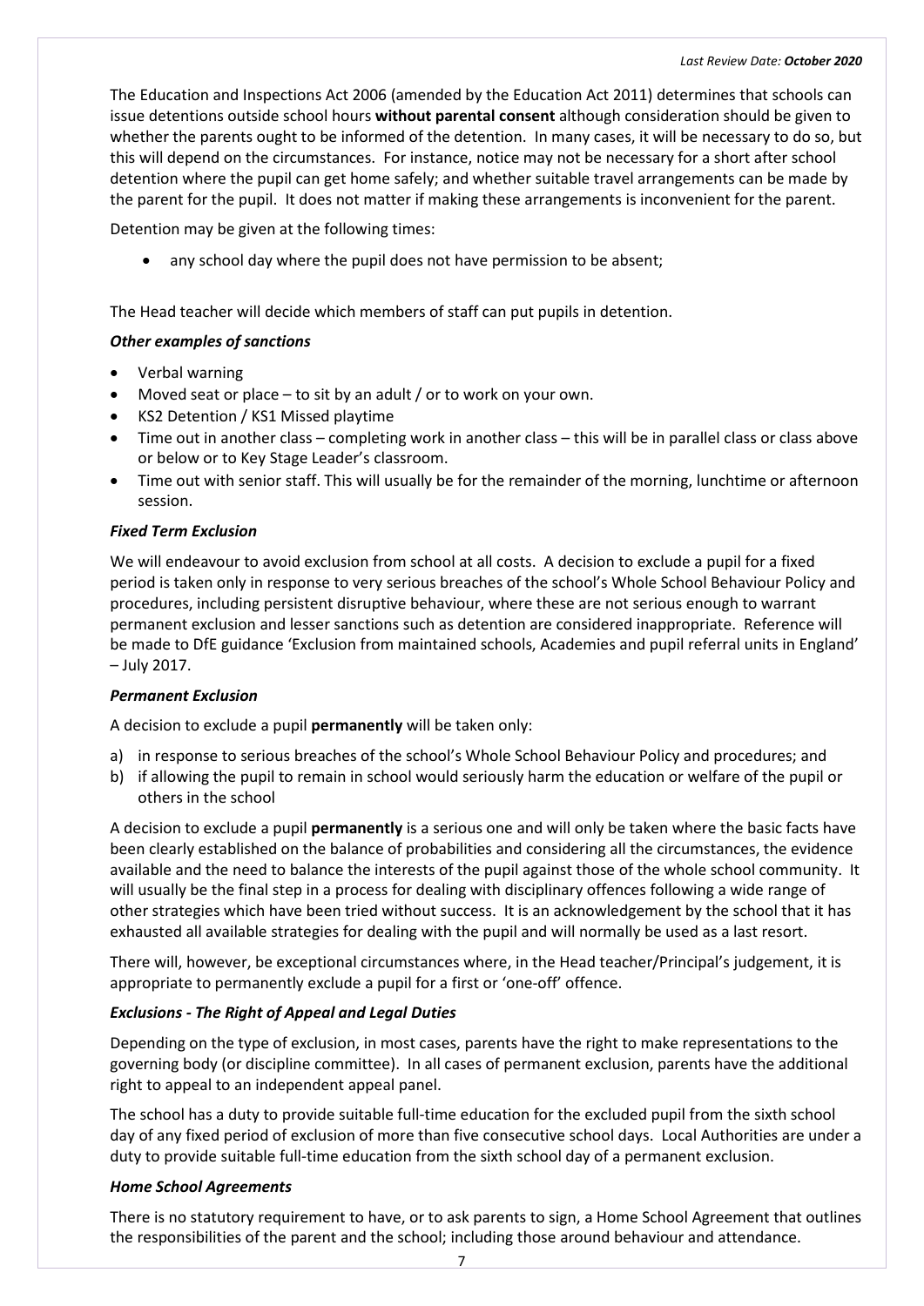The Education and Inspections Act 2006 (amended by the Education Act 2011) determines that schools can issue detentions outside school hours **without parental consent** although consideration should be given to whether the parents ought to be informed of the detention. In many cases, it will be necessary to do so, but this will depend on the circumstances. For instance, notice may not be necessary for a short after school detention where the pupil can get home safely; and whether suitable travel arrangements can be made by the parent for the pupil. It does not matter if making these arrangements is inconvenient for the parent.

Detention may be given at the following times:

- any school day where the pupil does not have permission to be absent;

The Head teacher will decide which members of staff can put pupils in detention.

### *Other examples of sanctions*

- Verbal warning
- Moved seat or place – to sit by an adult / or to work on your own.
- KS2 Detention / KS1 Missed playtime
- Time out in another class – completing work in another class – this will be in parallel class or class above or below or to Key Stage Leader's classroom.
- Time out with senior staff. This will usually be for the remainder of the morning, lunchtime or afternoon session.

### *Fixed Term Exclusion*

We will endeavour to avoid exclusion from school at all costs. A decision to exclude a pupil for a fixed period is taken only in response to very serious breaches of the school's Whole School Behaviour Policy and procedures, including persistent disruptive behaviour, where these are not serious enough to warrant permanent exclusion and lesser sanctions such as detention are considered inappropriate. Reference will be made to DfE guidance 'Exclusion from maintained schools, Academies and pupil referral units in England' – July 2017.

### *Permanent Exclusion*

A decision to exclude a pupil **permanently** will be taken only:

a) in response to serious breaches of the school's Whole School Behaviour Policy and procedures; and
b) if allowing the pupil to remain in school would seriously harm the education or welfare of the pupil or others in the school

A decision to exclude a pupil **permanently** is a serious one and will only be taken where the basic facts have been clearly established on the balance of probabilities and considering all the circumstances, the evidence available and the need to balance the interests of the pupil against those of the whole school community. It will usually be the final step in a process for dealing with disciplinary offences following a wide range of other strategies which have been tried without success. It is an acknowledgement by the school that it has exhausted all available strategies for dealing with the pupil and will normally be used as a last resort.

There will, however, be exceptional circumstances where, in the Head teacher/Principal's judgement, it is appropriate to permanently exclude a pupil for a first or 'one-off' offence.

### *Exclusions - The Right of Appeal and Legal Duties*

Depending on the type of exclusion, in most cases, parents have the right to make representations to the governing body (or discipline committee). In all cases of permanent exclusion, parents have the additional right to appeal to an independent appeal panel.

The school has a duty to provide suitable full-time education for the excluded pupil from the sixth school day of any fixed period of exclusion of more than five consecutive school days. Local Authorities are under a duty to provide suitable full-time education from the sixth school day of a permanent exclusion.

### *Home School Agreements*

There is no statutory requirement to have, or to ask parents to sign, a Home School Agreement that outlines the responsibilities of the parent and the school; including those around behaviour and attendance.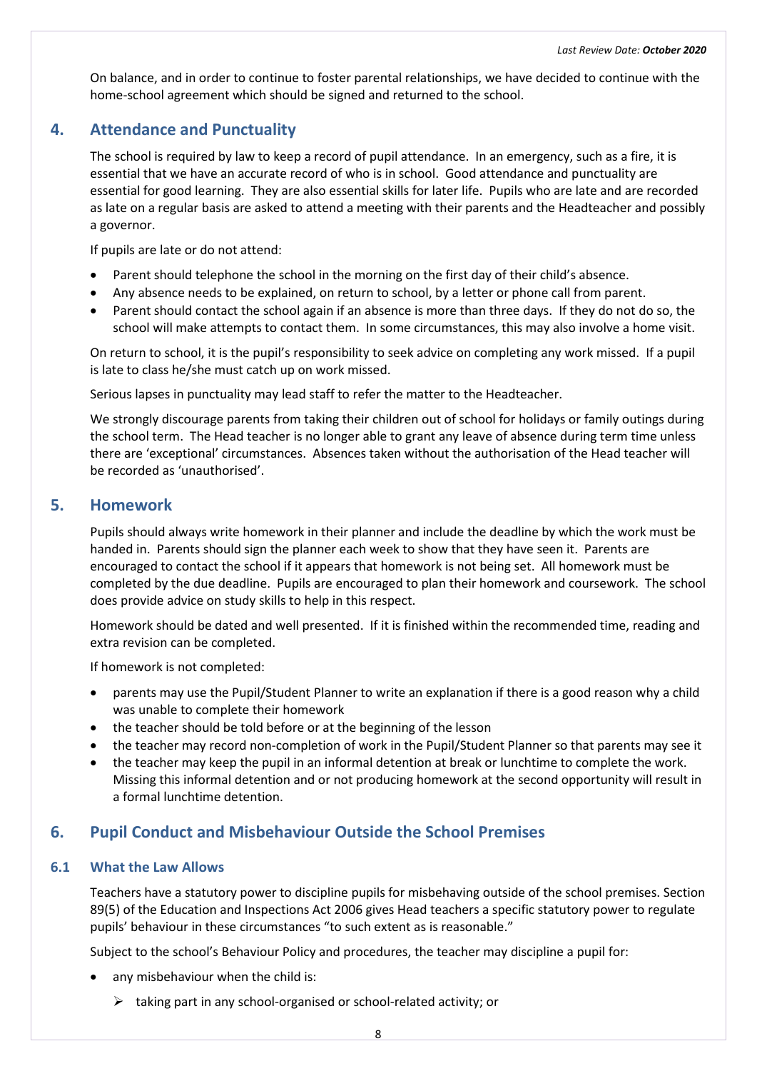On balance, and in order to continue to foster parental relationships, we have decided to continue with the home-school agreement which should be signed and returned to the school.

## 4. Attendance and Punctuality

The school is required by law to keep a record of pupil attendance. In an emergency, such as a fire, it is essential that we have an accurate record of who is in school. Good attendance and punctuality are essential for good learning. They are also essential skills for later life. Pupils who are late and are recorded as late on a regular basis are asked to attend a meeting with their parents and the Headteacher and possibly a governor.

If pupils are late or do not attend:

- Parent should telephone the school in the morning on the first day of their child's absence.
- Any absence needs to be explained, on return to school, by a letter or phone call from parent.
- Parent should contact the school again if an absence is more than three days. If they do not do so, the school will make attempts to contact them. In some circumstances, this may also involve a home visit.

On return to school, it is the pupil's responsibility to seek advice on completing any work missed. If a pupil is late to class he/she must catch up on work missed.

Serious lapses in punctuality may lead staff to refer the matter to the Headteacher.

We strongly discourage parents from taking their children out of school for holidays or family outings during the school term. The Head teacher is no longer able to grant any leave of absence during term time unless there are 'exceptional' circumstances. Absences taken without the authorisation of the Head teacher will be recorded as 'unauthorised'.

## 5. Homework

Pupils should always write homework in their planner and include the deadline by which the work must be handed in. Parents should sign the planner each week to show that they have seen it. Parents are encouraged to contact the school if it appears that homework is not being set. All homework must be completed by the due deadline. Pupils are encouraged to plan their homework and coursework. The school does provide advice on study skills to help in this respect.

Homework should be dated and well presented. If it is finished within the recommended time, reading and extra revision can be completed.

If homework is not completed:

- parents may use the Pupil/Student Planner to write an explanation if there is a good reason why a child was unable to complete their homework
- the teacher should be told before or at the beginning of the lesson
- the teacher may record non-completion of work in the Pupil/Student Planner so that parents may see it
- the teacher may keep the pupil in an informal detention at break or lunchtime to complete the work. Missing this informal detention and or not producing homework at the second opportunity will result in a formal lunchtime detention.

## 6. Pupil Conduct and Misbehaviour Outside the School Premises

### 6.1 What the Law Allows

Teachers have a statutory power to discipline pupils for misbehaving outside of the school premises. Section 89(5) of the Education and Inspections Act 2006 gives Head teachers a specific statutory power to regulate pupils' behaviour in these circumstances "to such extent as is reasonable."

Subject to the school's Behaviour Policy and procedures, the teacher may discipline a pupil for:

- any misbehaviour when the child is:
  - taking part in any school-organised or school-related activity; or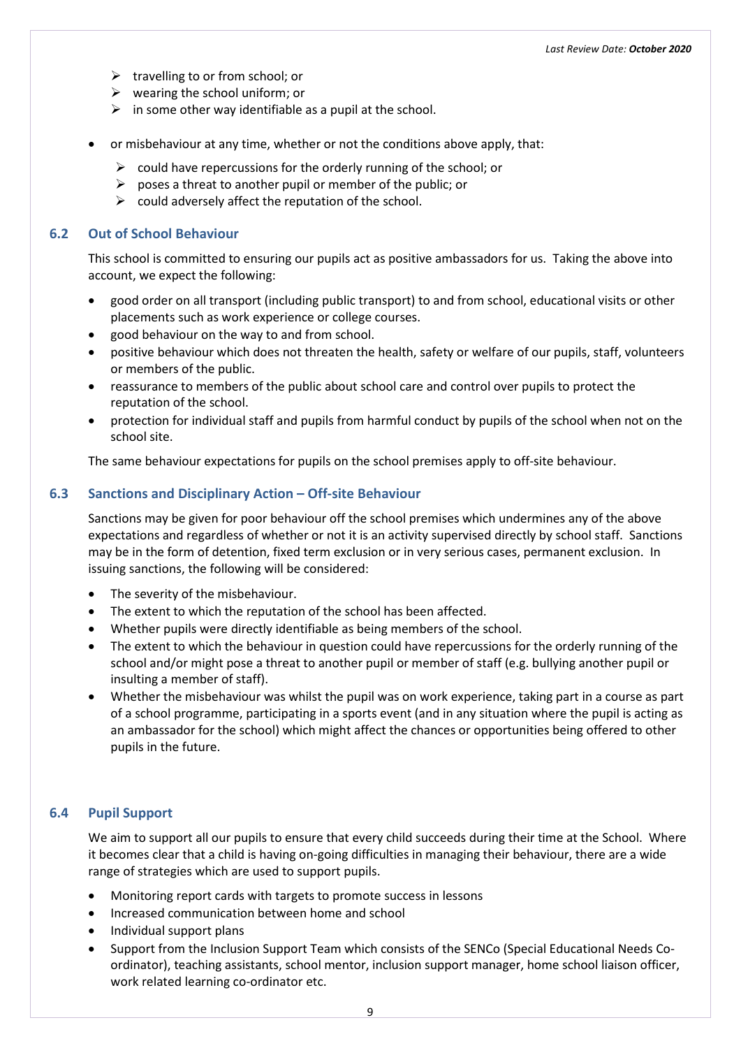- travelling to or from school; or
  - wearing the school uniform; or
  - in some other way identifiable as a pupil at the school.

- or misbehaviour at any time, whether or not the conditions above apply, that:
  - could have repercussions for the orderly running of the school; or
  - poses a threat to another pupil or member of the public; or
  - could adversely affect the reputation of the school.

### 6.2 Out of School Behaviour

This school is committed to ensuring our pupils act as positive ambassadors for us. Taking the above into account, we expect the following:

- good order on all transport (including public transport) to and from school, educational visits or other placements such as work experience or college courses.
- good behaviour on the way to and from school.
- positive behaviour which does not threaten the health, safety or welfare of our pupils, staff, volunteers or members of the public.
- reassurance to members of the public about school care and control over pupils to protect the reputation of the school.
- protection for individual staff and pupils from harmful conduct by pupils of the school when not on the school site.

The same behaviour expectations for pupils on the school premises apply to off-site behaviour.

### 6.3 Sanctions and Disciplinary Action – Off-site Behaviour

Sanctions may be given for poor behaviour off the school premises which undermines any of the above expectations and regardless of whether or not it is an activity supervised directly by school staff. Sanctions may be in the form of detention, fixed term exclusion or in very serious cases, permanent exclusion. In issuing sanctions, the following will be considered:

- The severity of the misbehaviour.
- The extent to which the reputation of the school has been affected.
- Whether pupils were directly identifiable as being members of the school.
- The extent to which the behaviour in question could have repercussions for the orderly running of the school and/or might pose a threat to another pupil or member of staff (e.g. bullying another pupil or insulting a member of staff).
- Whether the misbehaviour was whilst the pupil was on work experience, taking part in a course as part of a school programme, participating in a sports event (and in any situation where the pupil is acting as an ambassador for the school) which might affect the chances or opportunities being offered to other pupils in the future.

### 6.4 Pupil Support

We aim to support all our pupils to ensure that every child succeeds during their time at the School. Where it becomes clear that a child is having on-going difficulties in managing their behaviour, there are a wide range of strategies which are used to support pupils.

- Monitoring report cards with targets to promote success in lessons
- Increased communication between home and school
- Individual support plans
- Support from the Inclusion Support Team which consists of the SENCo (Special Educational Needs Co-ordinator), teaching assistants, school mentor, inclusion support manager, home school liaison officer, work related learning co-ordinator etc.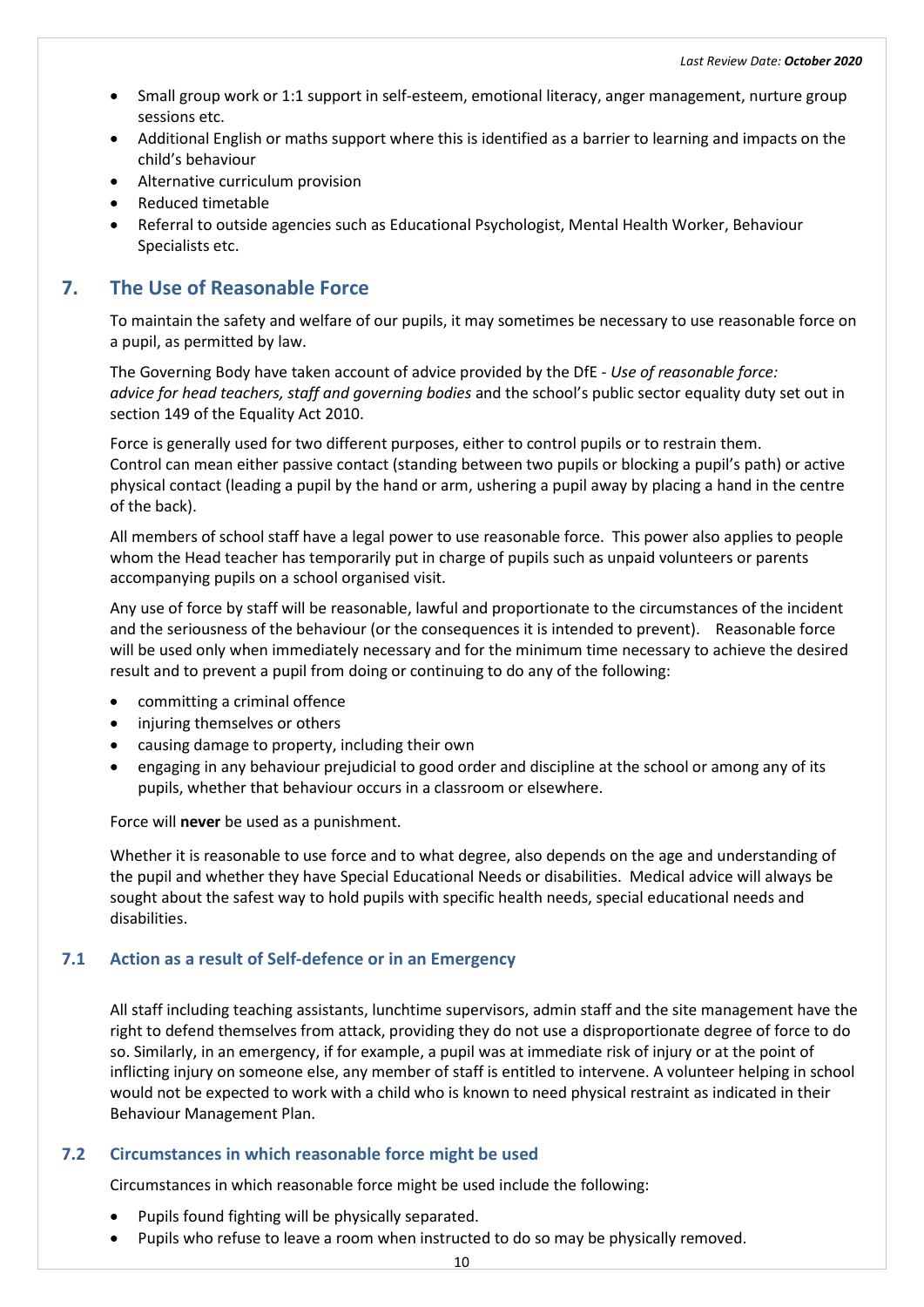- Small group work or 1:1 support in self-esteem, emotional literacy, anger management, nurture group sessions etc.
- Additional English or maths support where this is identified as a barrier to learning and impacts on the child's behaviour
- Alternative curriculum provision
- Reduced timetable
- Referral to outside agencies such as Educational Psychologist, Mental Health Worker, Behaviour Specialists etc.

## 7. The Use of Reasonable Force

To maintain the safety and welfare of our pupils, it may sometimes be necessary to use reasonable force on a pupil, as permitted by law.

The Governing Body have taken account of advice provided by the DfE - *Use of reasonable force: advice for head teachers, staff and governing bodies* and the school's public sector equality duty set out in section 149 of the Equality Act 2010.

Force is generally used for two different purposes, either to control pupils or to restrain them. Control can mean either passive contact (standing between two pupils or blocking a pupil's path) or active physical contact (leading a pupil by the hand or arm, ushering a pupil away by placing a hand in the centre of the back).

All members of school staff have a legal power to use reasonable force. This power also applies to people whom the Head teacher has temporarily put in charge of pupils such as unpaid volunteers or parents accompanying pupils on a school organised visit.

Any use of force by staff will be reasonable, lawful and proportionate to the circumstances of the incident and the seriousness of the behaviour (or the consequences it is intended to prevent). Reasonable force will be used only when immediately necessary and for the minimum time necessary to achieve the desired result and to prevent a pupil from doing or continuing to do any of the following:

- committing a criminal offence
- injuring themselves or others
- causing damage to property, including their own
- engaging in any behaviour prejudicial to good order and discipline at the school or among any of its pupils, whether that behaviour occurs in a classroom or elsewhere.

Force will **never** be used as a punishment.

Whether it is reasonable to use force and to what degree, also depends on the age and understanding of the pupil and whether they have Special Educational Needs or disabilities. Medical advice will always be sought about the safest way to hold pupils with specific health needs, special educational needs and disabilities.

### 7.1 Action as a result of Self-defence or in an Emergency

All staff including teaching assistants, lunchtime supervisors, admin staff and the site management have the right to defend themselves from attack, providing they do not use a disproportionate degree of force to do so. Similarly, in an emergency, if for example, a pupil was at immediate risk of injury or at the point of inflicting injury on someone else, any member of staff is entitled to intervene. A volunteer helping in school would not be expected to work with a child who is known to need physical restraint as indicated in their Behaviour Management Plan.

### 7.2 Circumstances in which reasonable force might be used

Circumstances in which reasonable force might be used include the following:

- Pupils found fighting will be physically separated.
- Pupils who refuse to leave a room when instructed to do so may be physically removed.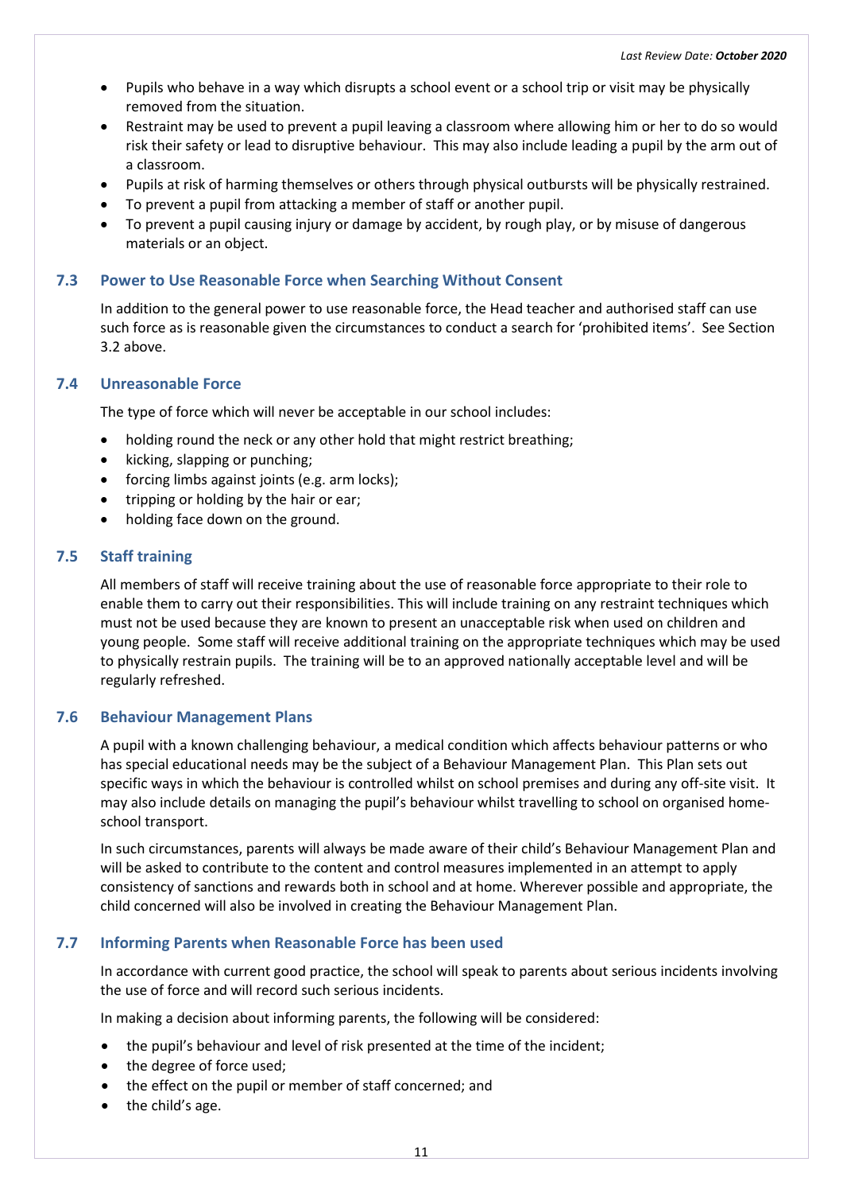- Pupils who behave in a way which disrupts a school event or a school trip or visit may be physically removed from the situation.
- Restraint may be used to prevent a pupil leaving a classroom where allowing him or her to do so would risk their safety or lead to disruptive behaviour. This may also include leading a pupil by the arm out of a classroom.
- Pupils at risk of harming themselves or others through physical outbursts will be physically restrained.
- To prevent a pupil from attacking a member of staff or another pupil.
- To prevent a pupil causing injury or damage by accident, by rough play, or by misuse of dangerous materials or an object.

### 7.3 Power to Use Reasonable Force when Searching Without Consent

In addition to the general power to use reasonable force, the Head teacher and authorised staff can use such force as is reasonable given the circumstances to conduct a search for 'prohibited items'. See Section 3.2 above.

### 7.4 Unreasonable Force

The type of force which will never be acceptable in our school includes:

- holding round the neck or any other hold that might restrict breathing;
- kicking, slapping or punching;
- forcing limbs against joints (e.g. arm locks);
- tripping or holding by the hair or ear;
- holding face down on the ground.

### 7.5 Staff training

All members of staff will receive training about the use of reasonable force appropriate to their role to enable them to carry out their responsibilities. This will include training on any restraint techniques which must not be used because they are known to present an unacceptable risk when used on children and young people. Some staff will receive additional training on the appropriate techniques which may be used to physically restrain pupils. The training will be to an approved nationally acceptable level and will be regularly refreshed.

### 7.6 Behaviour Management Plans

A pupil with a known challenging behaviour, a medical condition which affects behaviour patterns or who has special educational needs may be the subject of a Behaviour Management Plan. This Plan sets out specific ways in which the behaviour is controlled whilst on school premises and during any off-site visit. It may also include details on managing the pupil's behaviour whilst travelling to school on organised home-school transport.

In such circumstances, parents will always be made aware of their child's Behaviour Management Plan and will be asked to contribute to the content and control measures implemented in an attempt to apply consistency of sanctions and rewards both in school and at home. Wherever possible and appropriate, the child concerned will also be involved in creating the Behaviour Management Plan.

### 7.7 Informing Parents when Reasonable Force has been used

In accordance with current good practice, the school will speak to parents about serious incidents involving the use of force and will record such serious incidents.

In making a decision about informing parents, the following will be considered:

- the pupil's behaviour and level of risk presented at the time of the incident;
- the degree of force used;
- the effect on the pupil or member of staff concerned; and
- the child's age.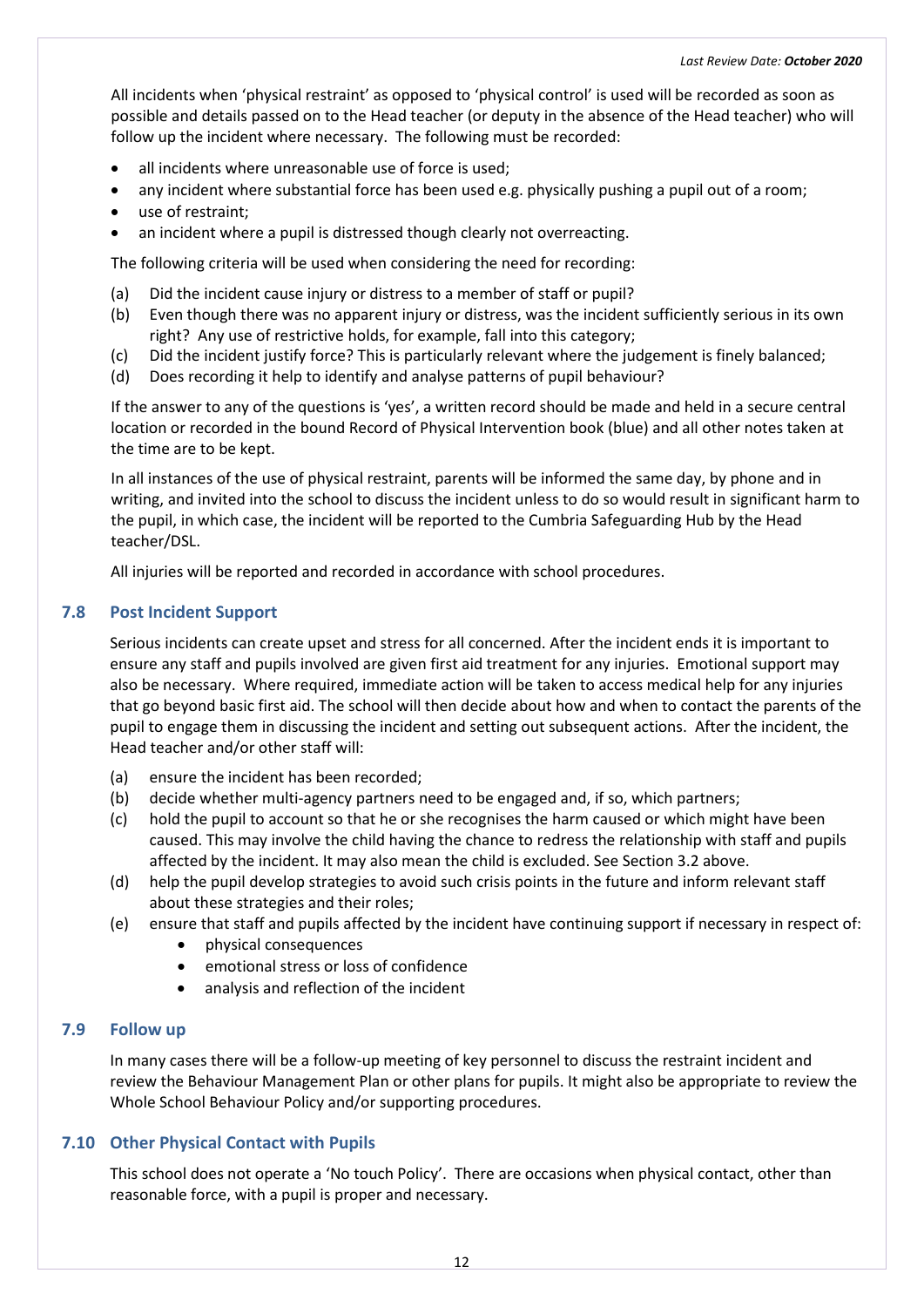All incidents when 'physical restraint' as opposed to 'physical control' is used will be recorded as soon as possible and details passed on to the Head teacher (or deputy in the absence of the Head teacher) who will follow up the incident where necessary. The following must be recorded:

- all incidents where unreasonable use of force is used;
- any incident where substantial force has been used e.g. physically pushing a pupil out of a room;
- use of restraint;
- an incident where a pupil is distressed though clearly not overreacting.

The following criteria will be used when considering the need for recording:

(a) Did the incident cause injury or distress to a member of staff or pupil?
(b) Even though there was no apparent injury or distress, was the incident sufficiently serious in its own right? Any use of restrictive holds, for example, fall into this category;
(c) Did the incident justify force? This is particularly relevant where the judgement is finely balanced;
(d) Does recording it help to identify and analyse patterns of pupil behaviour?

If the answer to any of the questions is 'yes', a written record should be made and held in a secure central location or recorded in the bound Record of Physical Intervention book (blue) and all other notes taken at the time are to be kept.

In all instances of the use of physical restraint, parents will be informed the same day, by phone and in writing, and invited into the school to discuss the incident unless to do so would result in significant harm to the pupil, in which case, the incident will be reported to the Cumbria Safeguarding Hub by the Head teacher/DSL.

All injuries will be reported and recorded in accordance with school procedures.

## 7.8 Post Incident Support

Serious incidents can create upset and stress for all concerned. After the incident ends it is important to ensure any staff and pupils involved are given first aid treatment for any injuries. Emotional support may also be necessary. Where required, immediate action will be taken to access medical help for any injuries that go beyond basic first aid. The school will then decide about how and when to contact the parents of the pupil to engage them in discussing the incident and setting out subsequent actions. After the incident, the Head teacher and/or other staff will:

(a) ensure the incident has been recorded;
(b) decide whether multi-agency partners need to be engaged and, if so, which partners;
(c) hold the pupil to account so that he or she recognises the harm caused or which might have been caused. This may involve the child having the chance to redress the relationship with staff and pupils affected by the incident. It may also mean the child is excluded. See Section 3.2 above.
(d) help the pupil develop strategies to avoid such crisis points in the future and inform relevant staff about these strategies and their roles;
(e) ensure that staff and pupils affected by the incident have continuing support if necessary in respect of:
    - physical consequences
    - emotional stress or loss of confidence
    - analysis and reflection of the incident

## 7.9 Follow up

In many cases there will be a follow-up meeting of key personnel to discuss the restraint incident and review the Behaviour Management Plan or other plans for pupils. It might also be appropriate to review the Whole School Behaviour Policy and/or supporting procedures.

## 7.10 Other Physical Contact with Pupils

This school does not operate a 'No touch Policy'. There are occasions when physical contact, other than reasonable force, with a pupil is proper and necessary.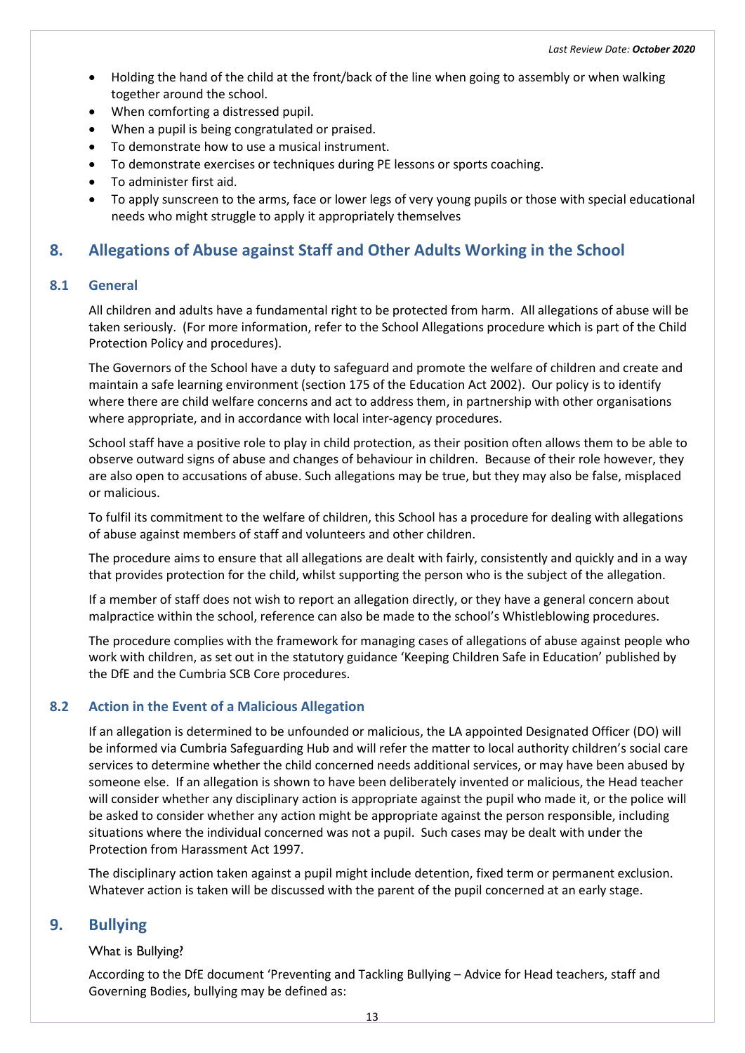- Holding the hand of the child at the front/back of the line when going to assembly or when walking together around the school.
- When comforting a distressed pupil.
- When a pupil is being congratulated or praised.
- To demonstrate how to use a musical instrument.
- To demonstrate exercises or techniques during PE lessons or sports coaching.
- To administer first aid.
- To apply sunscreen to the arms, face or lower legs of very young pupils or those with special educational needs who might struggle to apply it appropriately themselves

## 8. Allegations of Abuse against Staff and Other Adults Working in the School

### 8.1 General

All children and adults have a fundamental right to be protected from harm. All allegations of abuse will be taken seriously. (For more information, refer to the School Allegations procedure which is part of the Child Protection Policy and procedures).

The Governors of the School have a duty to safeguard and promote the welfare of children and create and maintain a safe learning environment (section 175 of the Education Act 2002). Our policy is to identify where there are child welfare concerns and act to address them, in partnership with other organisations where appropriate, and in accordance with local inter-agency procedures.

School staff have a positive role to play in child protection, as their position often allows them to be able to observe outward signs of abuse and changes of behaviour in children. Because of their role however, they are also open to accusations of abuse. Such allegations may be true, but they may also be false, misplaced or malicious.

To fulfil its commitment to the welfare of children, this School has a procedure for dealing with allegations of abuse against members of staff and volunteers and other children.

The procedure aims to ensure that all allegations are dealt with fairly, consistently and quickly and in a way that provides protection for the child, whilst supporting the person who is the subject of the allegation.

If a member of staff does not wish to report an allegation directly, or they have a general concern about malpractice within the school, reference can also be made to the school's Whistleblowing procedures.

The procedure complies with the framework for managing cases of allegations of abuse against people who work with children, as set out in the statutory guidance 'Keeping Children Safe in Education' published by the DfE and the Cumbria SCB Core procedures.

### 8.2 Action in the Event of a Malicious Allegation

If an allegation is determined to be unfounded or malicious, the LA appointed Designated Officer (DO) will be informed via Cumbria Safeguarding Hub and will refer the matter to local authority children's social care services to determine whether the child concerned needs additional services, or may have been abused by someone else. If an allegation is shown to have been deliberately invented or malicious, the Head teacher will consider whether any disciplinary action is appropriate against the pupil who made it, or the police will be asked to consider whether any action might be appropriate against the person responsible, including situations where the individual concerned was not a pupil. Such cases may be dealt with under the Protection from Harassment Act 1997.

The disciplinary action taken against a pupil might include detention, fixed term or permanent exclusion. Whatever action is taken will be discussed with the parent of the pupil concerned at an early stage.

## 9. Bullying

What is Bullying?

According to the DfE document 'Preventing and Tackling Bullying – Advice for Head teachers, staff and Governing Bodies, bullying may be defined as: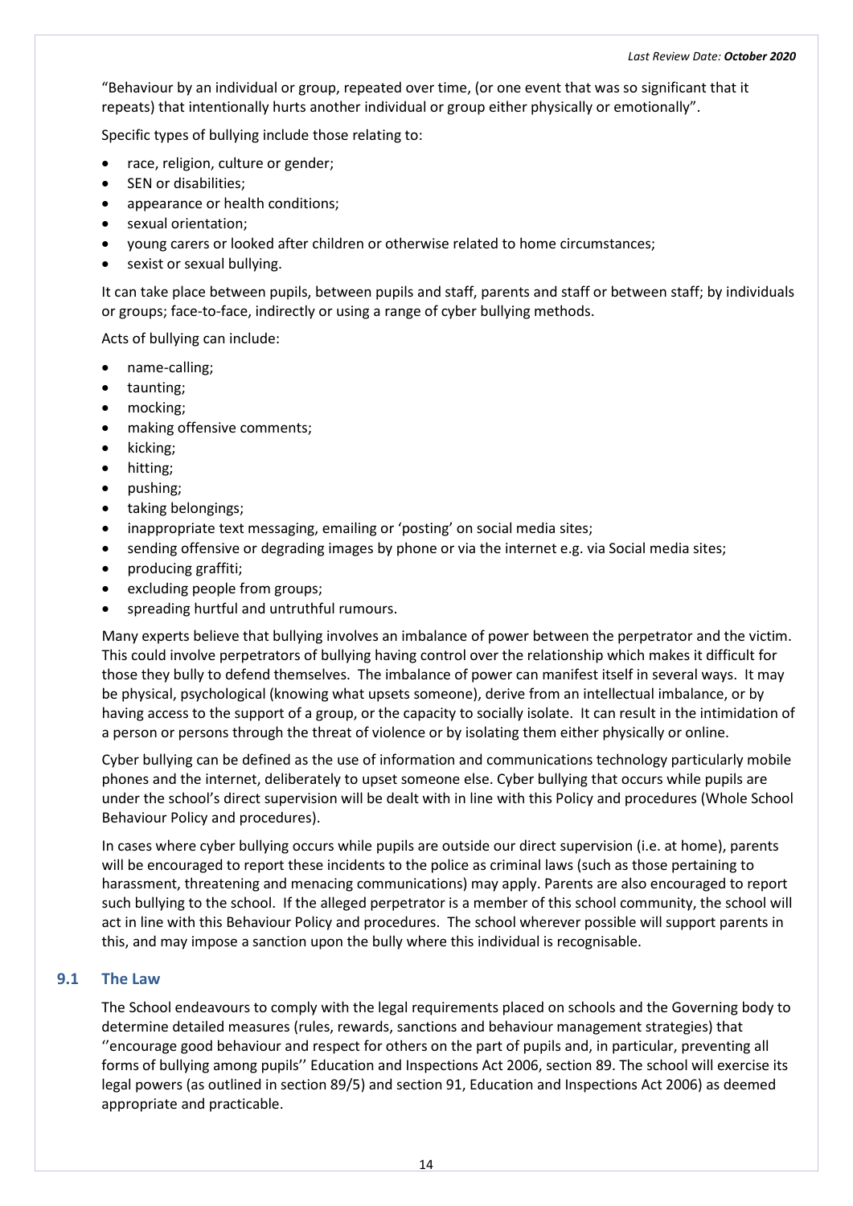"Behaviour by an individual or group, repeated over time, (or one event that was so significant that it repeats) that intentionally hurts another individual or group either physically or emotionally".

Specific types of bullying include those relating to:

- race, religion, culture or gender;
- SEN or disabilities;
- appearance or health conditions;
- sexual orientation;
- young carers or looked after children or otherwise related to home circumstances;
- sexist or sexual bullying.

It can take place between pupils, between pupils and staff, parents and staff or between staff; by individuals or groups; face-to-face, indirectly or using a range of cyber bullying methods.

Acts of bullying can include:

- name-calling;
- taunting;
- mocking;
- making offensive comments;
- kicking;
- hitting;
- pushing;
- taking belongings;
- inappropriate text messaging, emailing or 'posting' on social media sites;
- sending offensive or degrading images by phone or via the internet e.g. via Social media sites;
- producing graffiti;
- excluding people from groups;
- spreading hurtful and untruthful rumours.

Many experts believe that bullying involves an imbalance of power between the perpetrator and the victim. This could involve perpetrators of bullying having control over the relationship which makes it difficult for those they bully to defend themselves. The imbalance of power can manifest itself in several ways. It may be physical, psychological (knowing what upsets someone), derive from an intellectual imbalance, or by having access to the support of a group, or the capacity to socially isolate. It can result in the intimidation of a person or persons through the threat of violence or by isolating them either physically or online.

Cyber bullying can be defined as the use of information and communications technology particularly mobile phones and the internet, deliberately to upset someone else. Cyber bullying that occurs while pupils are under the school's direct supervision will be dealt with in line with this Policy and procedures (Whole School Behaviour Policy and procedures).

In cases where cyber bullying occurs while pupils are outside our direct supervision (i.e. at home), parents will be encouraged to report these incidents to the police as criminal laws (such as those pertaining to harassment, threatening and menacing communications) may apply. Parents are also encouraged to report such bullying to the school. If the alleged perpetrator is a member of this school community, the school will act in line with this Behaviour Policy and procedures. The school wherever possible will support parents in this, and may impose a sanction upon the bully where this individual is recognisable.

## 9.1 The Law

The School endeavours to comply with the legal requirements placed on schools and the Governing body to determine detailed measures (rules, rewards, sanctions and behaviour management strategies) that ''encourage good behaviour and respect for others on the part of pupils and, in particular, preventing all forms of bullying among pupils'' Education and Inspections Act 2006, section 89. The school will exercise its legal powers (as outlined in section 89/5) and section 91, Education and Inspections Act 2006) as deemed appropriate and practicable.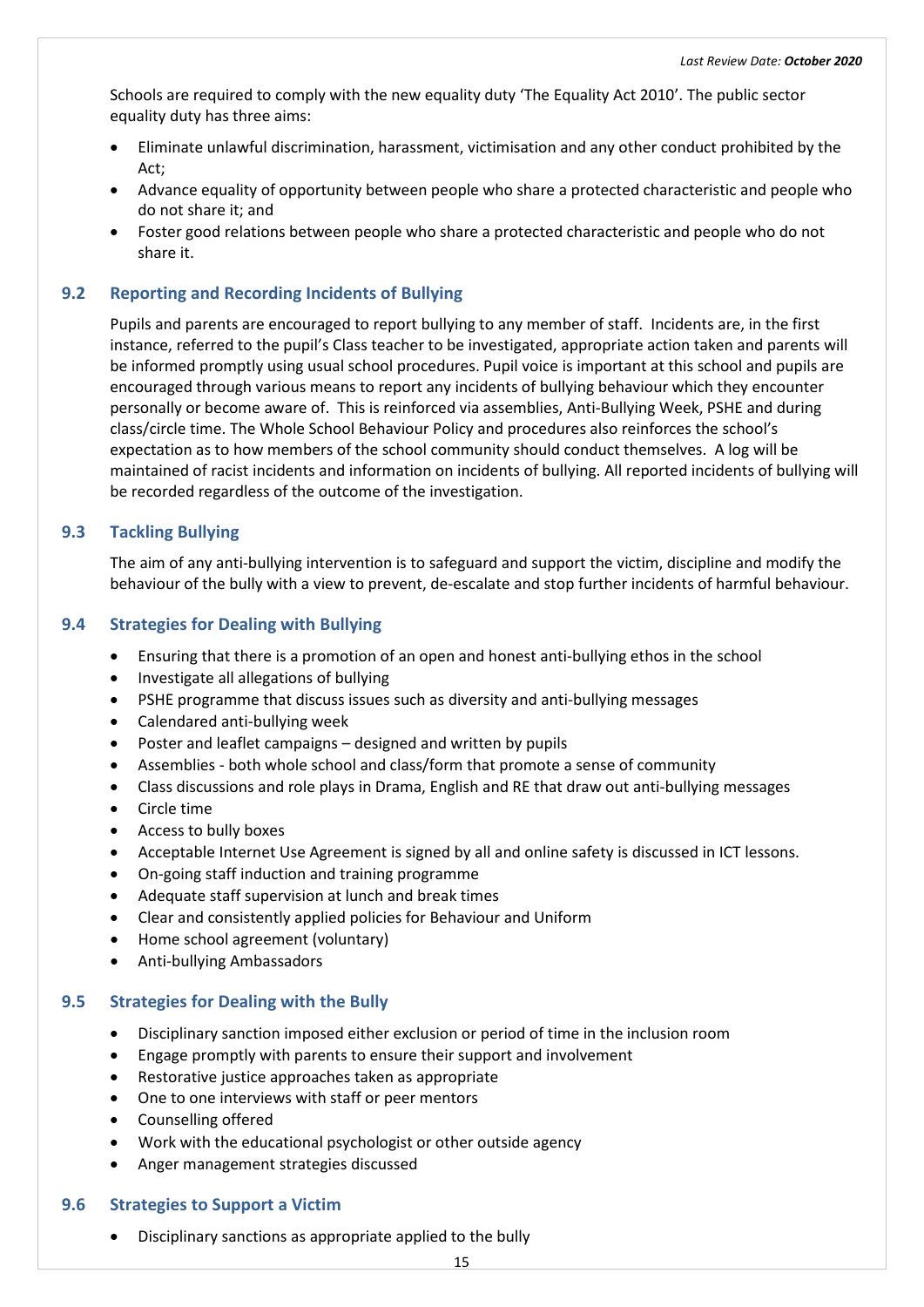Schools are required to comply with the new equality duty 'The Equality Act 2010'. The public sector equality duty has three aims:

- Eliminate unlawful discrimination, harassment, victimisation and any other conduct prohibited by the Act;
- Advance equality of opportunity between people who share a protected characteristic and people who do not share it; and
- Foster good relations between people who share a protected characteristic and people who do not share it.

## 9.2 Reporting and Recording Incidents of Bullying

Pupils and parents are encouraged to report bullying to any member of staff. Incidents are, in the first instance, referred to the pupil's Class teacher to be investigated, appropriate action taken and parents will be informed promptly using usual school procedures. Pupil voice is important at this school and pupils are encouraged through various means to report any incidents of bullying behaviour which they encounter personally or become aware of. This is reinforced via assemblies, Anti-Bullying Week, PSHE and during class/circle time. The Whole School Behaviour Policy and procedures also reinforces the school's expectation as to how members of the school community should conduct themselves. A log will be maintained of racist incidents and information on incidents of bullying. All reported incidents of bullying will be recorded regardless of the outcome of the investigation.

## 9.3 Tackling Bullying

The aim of any anti-bullying intervention is to safeguard and support the victim, discipline and modify the behaviour of the bully with a view to prevent, de-escalate and stop further incidents of harmful behaviour.

## 9.4 Strategies for Dealing with Bullying

- Ensuring that there is a promotion of an open and honest anti-bullying ethos in the school
- Investigate all allegations of bullying
- PSHE programme that discuss issues such as diversity and anti-bullying messages
- Calendared anti-bullying week
- Poster and leaflet campaigns – designed and written by pupils
- Assemblies - both whole school and class/form that promote a sense of community
- Class discussions and role plays in Drama, English and RE that draw out anti-bullying messages
- Circle time
- Access to bully boxes
- Acceptable Internet Use Agreement is signed by all and online safety is discussed in ICT lessons.
- On-going staff induction and training programme
- Adequate staff supervision at lunch and break times
- Clear and consistently applied policies for Behaviour and Uniform
- Home school agreement (voluntary)
- Anti-bullying Ambassadors

## 9.5 Strategies for Dealing with the Bully

- Disciplinary sanction imposed either exclusion or period of time in the inclusion room
- Engage promptly with parents to ensure their support and involvement
- Restorative justice approaches taken as appropriate
- One to one interviews with staff or peer mentors
- Counselling offered
- Work with the educational psychologist or other outside agency
- Anger management strategies discussed

## 9.6 Strategies to Support a Victim

- Disciplinary sanctions as appropriate applied to the bully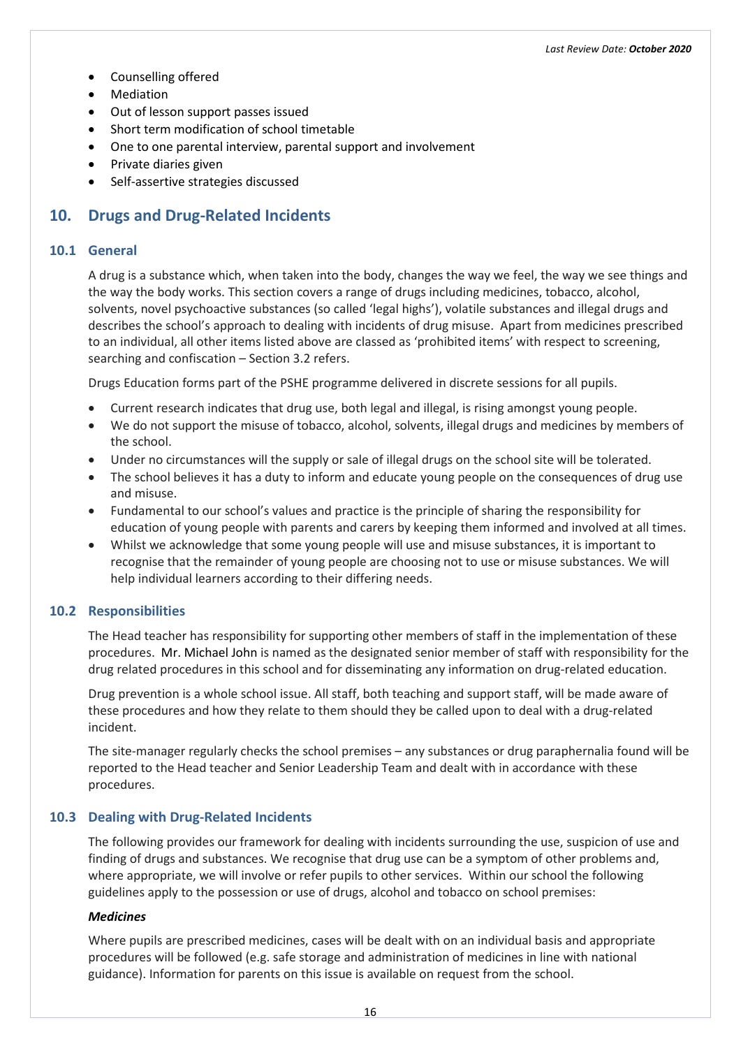- Counselling offered
- Mediation
- Out of lesson support passes issued
- Short term modification of school timetable
- One to one parental interview, parental support and involvement
- Private diaries given
- Self-assertive strategies discussed

## 10. Drugs and Drug-Related Incidents

### 10.1 General

A drug is a substance which, when taken into the body, changes the way we feel, the way we see things and the way the body works. This section covers a range of drugs including medicines, tobacco, alcohol, solvents, novel psychoactive substances (so called 'legal highs'), volatile substances and illegal drugs and describes the school's approach to dealing with incidents of drug misuse. Apart from medicines prescribed to an individual, all other items listed above are classed as 'prohibited items' with respect to screening, searching and confiscation – Section 3.2 refers.

Drugs Education forms part of the PSHE programme delivered in discrete sessions for all pupils.

- Current research indicates that drug use, both legal and illegal, is rising amongst young people.
- We do not support the misuse of tobacco, alcohol, solvents, illegal drugs and medicines by members of the school.
- Under no circumstances will the supply or sale of illegal drugs on the school site will be tolerated.
- The school believes it has a duty to inform and educate young people on the consequences of drug use and misuse.
- Fundamental to our school's values and practice is the principle of sharing the responsibility for education of young people with parents and carers by keeping them informed and involved at all times.
- Whilst we acknowledge that some young people will use and misuse substances, it is important to recognise that the remainder of young people are choosing not to use or misuse substances. We will help individual learners according to their differing needs.

### 10.2 Responsibilities

The Head teacher has responsibility for supporting other members of staff in the implementation of these procedures. Mr. Michael John is named as the designated senior member of staff with responsibility for the drug related procedures in this school and for disseminating any information on drug-related education.

Drug prevention is a whole school issue. All staff, both teaching and support staff, will be made aware of these procedures and how they relate to them should they be called upon to deal with a drug-related incident.

The site-manager regularly checks the school premises – any substances or drug paraphernalia found will be reported to the Head teacher and Senior Leadership Team and dealt with in accordance with these procedures.

### 10.3 Dealing with Drug-Related Incidents

The following provides our framework for dealing with incidents surrounding the use, suspicion of use and finding of drugs and substances. We recognise that drug use can be a symptom of other problems and, where appropriate, we will involve or refer pupils to other services. Within our school the following guidelines apply to the possession or use of drugs, alcohol and tobacco on school premises:

***Medicines***

Where pupils are prescribed medicines, cases will be dealt with on an individual basis and appropriate procedures will be followed (e.g. safe storage and administration of medicines in line with national guidance). Information for parents on this issue is available on request from the school.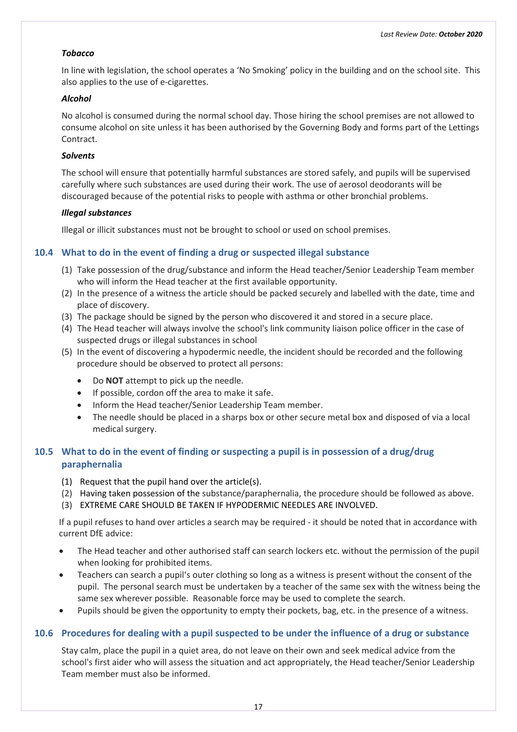#### *Tobacco*

In line with legislation, the school operates a 'No Smoking' policy in the building and on the school site. This also applies to the use of e-cigarettes.

#### *Alcohol*

No alcohol is consumed during the normal school day. Those hiring the school premises are not allowed to consume alcohol on site unless it has been authorised by the Governing Body and forms part of the Lettings Contract.

#### *Solvents*

The school will ensure that potentially harmful substances are stored safely, and pupils will be supervised carefully where such substances are used during their work. The use of aerosol deodorants will be discouraged because of the potential risks to people with asthma or other bronchial problems.

#### *Illegal substances*

Illegal or illicit substances must not be brought to school or used on school premises.

### 10.4 What to do in the event of finding a drug or suspected illegal substance

(1) Take possession of the drug/substance and inform the Head teacher/Senior Leadership Team member who will inform the Head teacher at the first available opportunity.
(2) In the presence of a witness the article should be packed securely and labelled with the date, time and place of discovery.
(3) The package should be signed by the person who discovered it and stored in a secure place.
(4) The Head teacher will always involve the school's link community liaison police officer in the case of suspected drugs or illegal substances in school
(5) In the event of discovering a hypodermic needle, the incident should be recorded and the following procedure should be observed to protect all persons:

- Do **NOT** attempt to pick up the needle.
- If possible, cordon off the area to make it safe.
- Inform the Head teacher/Senior Leadership Team member.
- The needle should be placed in a sharps box or other secure metal box and disposed of via a local medical surgery.

### 10.5 What to do in the event of finding or suspecting a pupil is in possession of a drug/drug paraphernalia

(1) Request that the pupil hand over the article(s).
(2) Having taken possession of the substance/paraphernalia, the procedure should be followed as above.
(3) EXTREME CARE SHOULD BE TAKEN IF HYPODERMIC NEEDLES ARE INVOLVED.

If a pupil refuses to hand over articles a search may be required - it should be noted that in accordance with current DfE advice:

- The Head teacher and other authorised staff can search lockers etc. without the permission of the pupil when looking for prohibited items.
- Teachers can search a pupil's outer clothing so long as a witness is present without the consent of the pupil. The personal search must be undertaken by a teacher of the same sex with the witness being the same sex wherever possible. Reasonable force may be used to complete the search.
- Pupils should be given the opportunity to empty their pockets, bag, etc. in the presence of a witness.

### 10.6 Procedures for dealing with a pupil suspected to be under the influence of a drug or substance

Stay calm, place the pupil in a quiet area, do not leave on their own and seek medical advice from the school's first aider who will assess the situation and act appropriately, the Head teacher/Senior Leadership Team member must also be informed.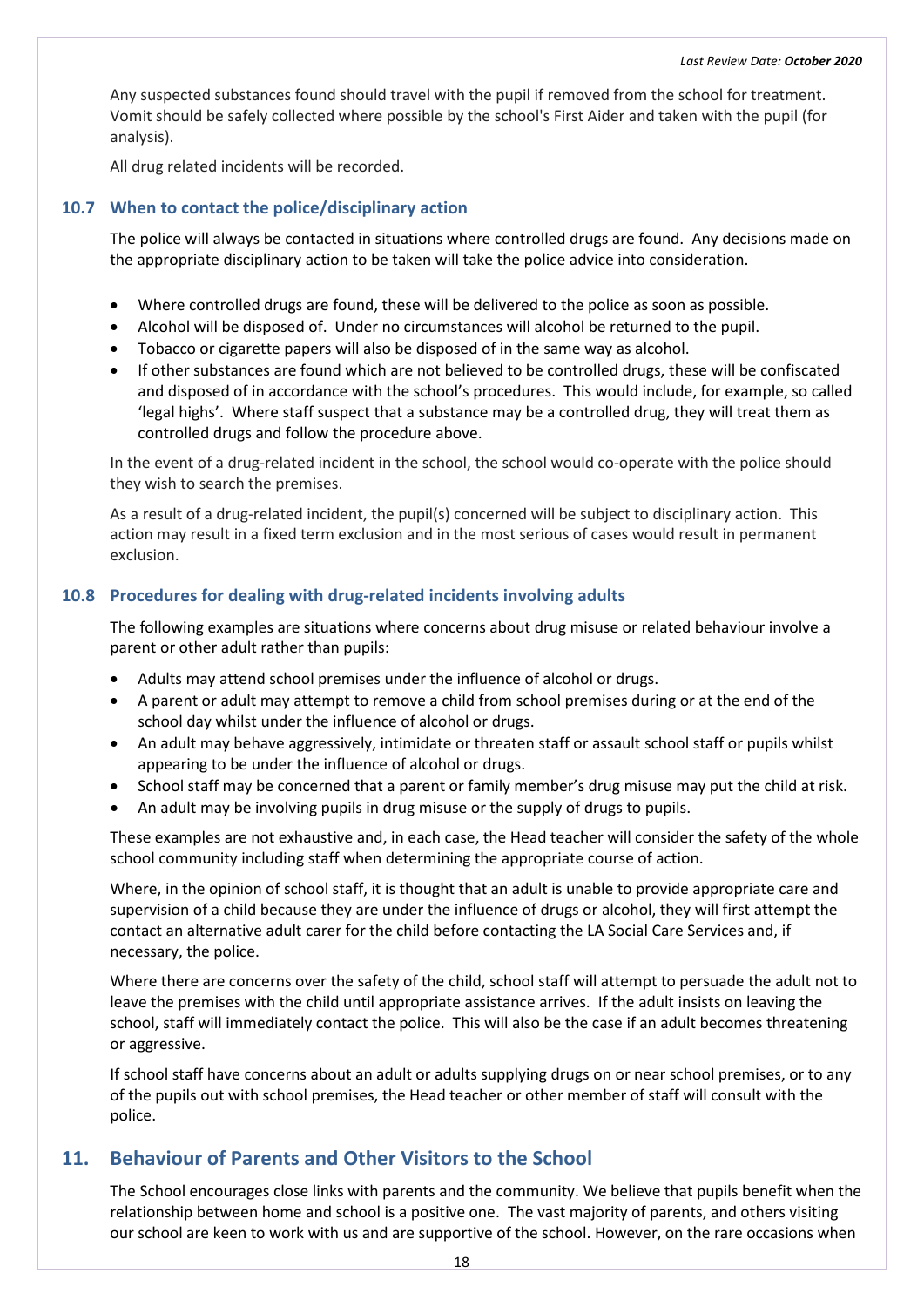Any suspected substances found should travel with the pupil if removed from the school for treatment. Vomit should be safely collected where possible by the school's First Aider and taken with the pupil (for analysis).

All drug related incidents will be recorded.

### 10.7 When to contact the police/disciplinary action

The police will always be contacted in situations where controlled drugs are found. Any decisions made on the appropriate disciplinary action to be taken will take the police advice into consideration.

- Where controlled drugs are found, these will be delivered to the police as soon as possible.
- Alcohol will be disposed of. Under no circumstances will alcohol be returned to the pupil.
- Tobacco or cigarette papers will also be disposed of in the same way as alcohol.
- If other substances are found which are not believed to be controlled drugs, these will be confiscated and disposed of in accordance with the school's procedures. This would include, for example, so called 'legal highs'. Where staff suspect that a substance may be a controlled drug, they will treat them as controlled drugs and follow the procedure above.

In the event of a drug-related incident in the school, the school would co-operate with the police should they wish to search the premises.

As a result of a drug-related incident, the pupil(s) concerned will be subject to disciplinary action. This action may result in a fixed term exclusion and in the most serious of cases would result in permanent exclusion.

### 10.8 Procedures for dealing with drug-related incidents involving adults

The following examples are situations where concerns about drug misuse or related behaviour involve a parent or other adult rather than pupils:

- Adults may attend school premises under the influence of alcohol or drugs.
- A parent or adult may attempt to remove a child from school premises during or at the end of the school day whilst under the influence of alcohol or drugs.
- An adult may behave aggressively, intimidate or threaten staff or assault school staff or pupils whilst appearing to be under the influence of alcohol or drugs.
- School staff may be concerned that a parent or family member's drug misuse may put the child at risk.
- An adult may be involving pupils in drug misuse or the supply of drugs to pupils.

These examples are not exhaustive and, in each case, the Head teacher will consider the safety of the whole school community including staff when determining the appropriate course of action.

Where, in the opinion of school staff, it is thought that an adult is unable to provide appropriate care and supervision of a child because they are under the influence of drugs or alcohol, they will first attempt the contact an alternative adult carer for the child before contacting the LA Social Care Services and, if necessary, the police.

Where there are concerns over the safety of the child, school staff will attempt to persuade the adult not to leave the premises with the child until appropriate assistance arrives. If the adult insists on leaving the school, staff will immediately contact the police. This will also be the case if an adult becomes threatening or aggressive.

If school staff have concerns about an adult or adults supplying drugs on or near school premises, or to any of the pupils out with school premises, the Head teacher or other member of staff will consult with the police.

## 11. Behaviour of Parents and Other Visitors to the School

The School encourages close links with parents and the community. We believe that pupils benefit when the relationship between home and school is a positive one. The vast majority of parents, and others visiting our school are keen to work with us and are supportive of the school. However, on the rare occasions when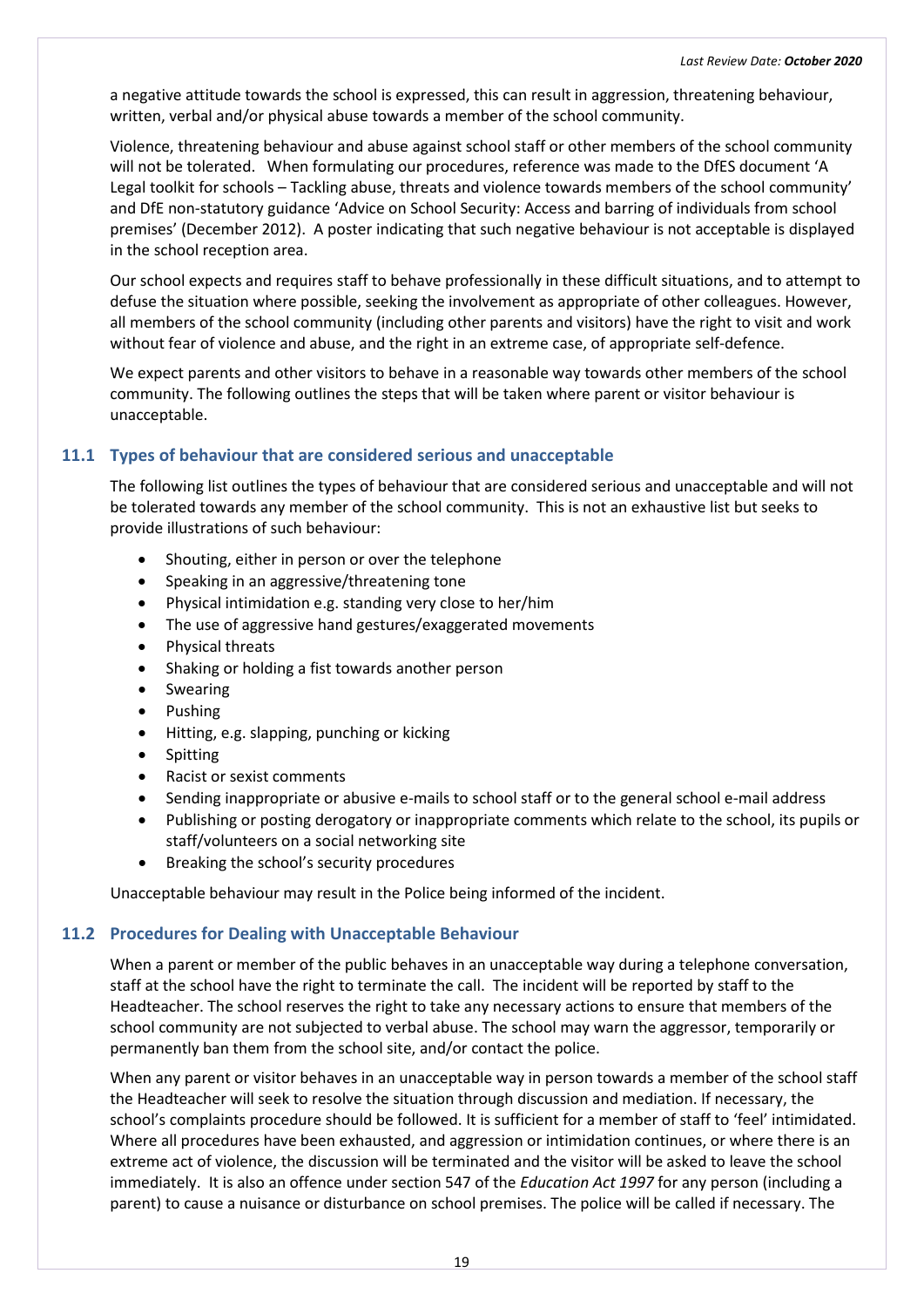a negative attitude towards the school is expressed, this can result in aggression, threatening behaviour, written, verbal and/or physical abuse towards a member of the school community.

Violence, threatening behaviour and abuse against school staff or other members of the school community will not be tolerated. When formulating our procedures, reference was made to the DfES document 'A Legal toolkit for schools – Tackling abuse, threats and violence towards members of the school community' and DfE non-statutory guidance 'Advice on School Security: Access and barring of individuals from school premises' (December 2012). A poster indicating that such negative behaviour is not acceptable is displayed in the school reception area.

Our school expects and requires staff to behave professionally in these difficult situations, and to attempt to defuse the situation where possible, seeking the involvement as appropriate of other colleagues. However, all members of the school community (including other parents and visitors) have the right to visit and work without fear of violence and abuse, and the right in an extreme case, of appropriate self-defence.

We expect parents and other visitors to behave in a reasonable way towards other members of the school community. The following outlines the steps that will be taken where parent or visitor behaviour is unacceptable.

### 11.1 Types of behaviour that are considered serious and unacceptable

The following list outlines the types of behaviour that are considered serious and unacceptable and will not be tolerated towards any member of the school community. This is not an exhaustive list but seeks to provide illustrations of such behaviour:

- Shouting, either in person or over the telephone
- Speaking in an aggressive/threatening tone
- Physical intimidation e.g. standing very close to her/him
- The use of aggressive hand gestures/exaggerated movements
- Physical threats
- Shaking or holding a fist towards another person
- Swearing
- Pushing
- Hitting, e.g. slapping, punching or kicking
- Spitting
- Racist or sexist comments
- Sending inappropriate or abusive e-mails to school staff or to the general school e-mail address
- Publishing or posting derogatory or inappropriate comments which relate to the school, its pupils or staff/volunteers on a social networking site
- Breaking the school's security procedures

Unacceptable behaviour may result in the Police being informed of the incident.

### 11.2 Procedures for Dealing with Unacceptable Behaviour

When a parent or member of the public behaves in an unacceptable way during a telephone conversation, staff at the school have the right to terminate the call. The incident will be reported by staff to the Headteacher. The school reserves the right to take any necessary actions to ensure that members of the school community are not subjected to verbal abuse. The school may warn the aggressor, temporarily or permanently ban them from the school site, and/or contact the police.

When any parent or visitor behaves in an unacceptable way in person towards a member of the school staff the Headteacher will seek to resolve the situation through discussion and mediation. If necessary, the school's complaints procedure should be followed. It is sufficient for a member of staff to 'feel' intimidated. Where all procedures have been exhausted, and aggression or intimidation continues, or where there is an extreme act of violence, the discussion will be terminated and the visitor will be asked to leave the school immediately. It is also an offence under section 547 of the *Education Act 1997* for any person (including a parent) to cause a nuisance or disturbance on school premises. The police will be called if necessary. The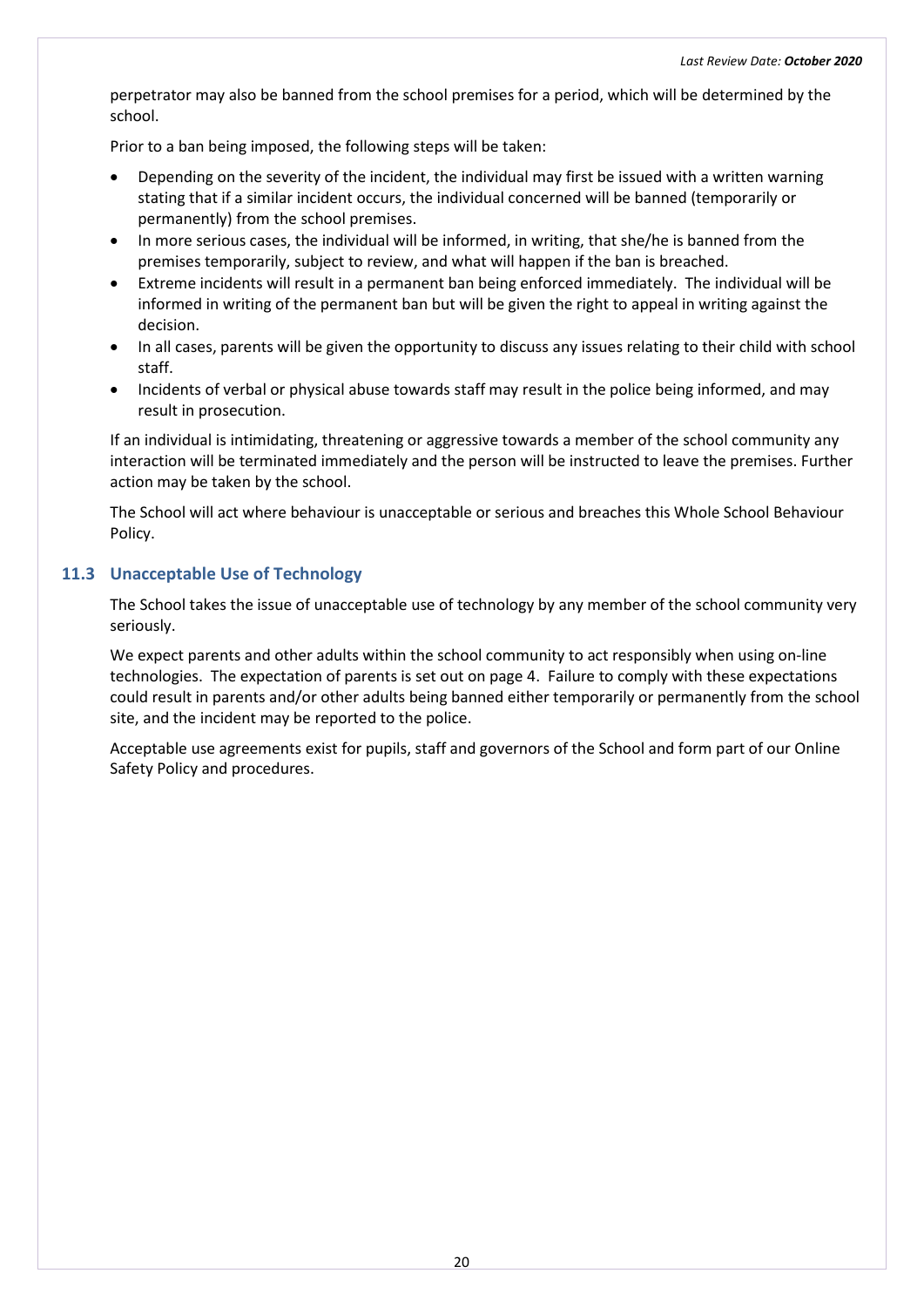perpetrator may also be banned from the school premises for a period, which will be determined by the school.

Prior to a ban being imposed, the following steps will be taken:

- Depending on the severity of the incident, the individual may first be issued with a written warning stating that if a similar incident occurs, the individual concerned will be banned (temporarily or permanently) from the school premises.
- In more serious cases, the individual will be informed, in writing, that she/he is banned from the premises temporarily, subject to review, and what will happen if the ban is breached.
- Extreme incidents will result in a permanent ban being enforced immediately. The individual will be informed in writing of the permanent ban but will be given the right to appeal in writing against the decision.
- In all cases, parents will be given the opportunity to discuss any issues relating to their child with school staff.
- Incidents of verbal or physical abuse towards staff may result in the police being informed, and may result in prosecution.

If an individual is intimidating, threatening or aggressive towards a member of the school community any interaction will be terminated immediately and the person will be instructed to leave the premises. Further action may be taken by the school.

The School will act where behaviour is unacceptable or serious and breaches this Whole School Behaviour Policy.

### 11.3 Unacceptable Use of Technology

The School takes the issue of unacceptable use of technology by any member of the school community very seriously.

We expect parents and other adults within the school community to act responsibly when using on-line technologies. The expectation of parents is set out on page 4. Failure to comply with these expectations could result in parents and/or other adults being banned either temporarily or permanently from the school site, and the incident may be reported to the police.

Acceptable use agreements exist for pupils, staff and governors of the School and form part of our Online Safety Policy and procedures.